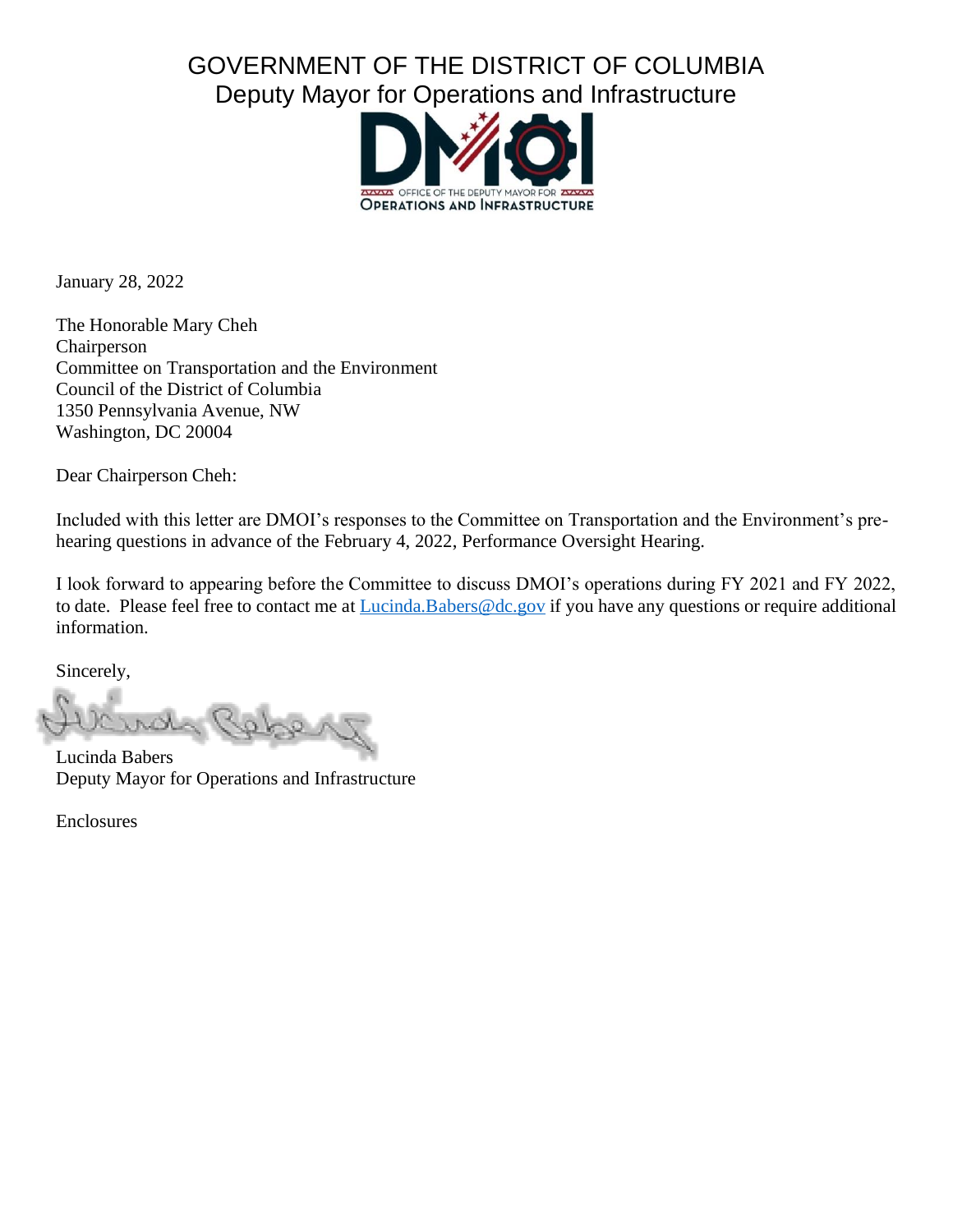GOVERNMENT OF THE DISTRICT OF COLUMBIA
Deputy Mayor for Operations and Infrastructure

January 28, 2022

The Honorable Mary Cheh
Chairperson
Committee on Transportation and the Environment
Council of the District of Columbia
1350 Pennsylvania Avenue, NW
Washington, DC 20004

Dear Chairperson Cheh:

Included with this letter are DMOI's responses to the Committee on Transportation and the Environment's pre-hearing questions in advance of the February 4, 2022, Performance Oversight Hearing.

I look forward to appearing before the Committee to discuss DMOI's operations during FY 2021 and FY 2022, to date. Please feel free to contact me at Lucinda.Babers@dc.gov if you have any questions or require additional information.

Sincerely,

Lucinda Babers
Deputy Mayor for Operations and Infrastructure

Enclosures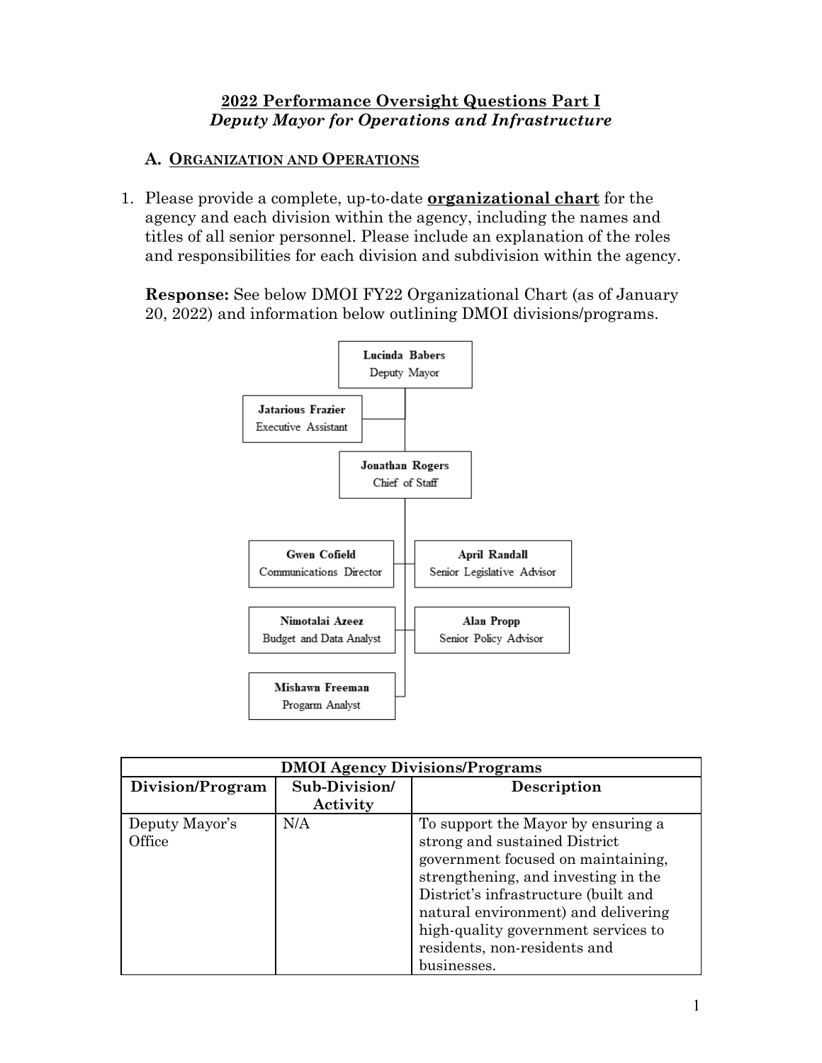# 2022 Performance Oversight Questions Part I

## *Deputy Mayor for Operations and Infrastructure*

### A. ORGANIZATION AND OPERATIONS

1. Please provide a complete, up-to-date **organizational chart** for the agency and each division within the agency, including the names and titles of all senior personnel. Please include an explanation of the roles and responsibilities for each division and subdivision within the agency.

   **Response:** See below DMOI FY22 Organizational Chart (as of January 20, 2022) and information below outlining DMOI divisions/programs.

**Lucinda Babers**
Deputy Mayor

**Jatarious Frazier**
Executive Assistant

**Jonathan Rogers**
Chief of Staff

**Gwen Cofield**
Communications Director

**April Randall**
Senior Legislative Advisor

**Nimotalai Azeez**
Budget and Data Analyst

**Alan Propp**
Senior Policy Advisor

**Mishawn Freeman**
Progarm Analyst

| DMOI Agency Divisions/Programs | | |
|---|---|---|
| **Division/Program** | **Sub-Division/ Activity** | **Description** |
| Deputy Mayor's Office | N/A | To support the Mayor by ensuring a strong and sustained District government focused on maintaining, strengthening, and investing in the District's infrastructure (built and natural environment) and delivering high-quality government services to residents, non-residents and businesses. |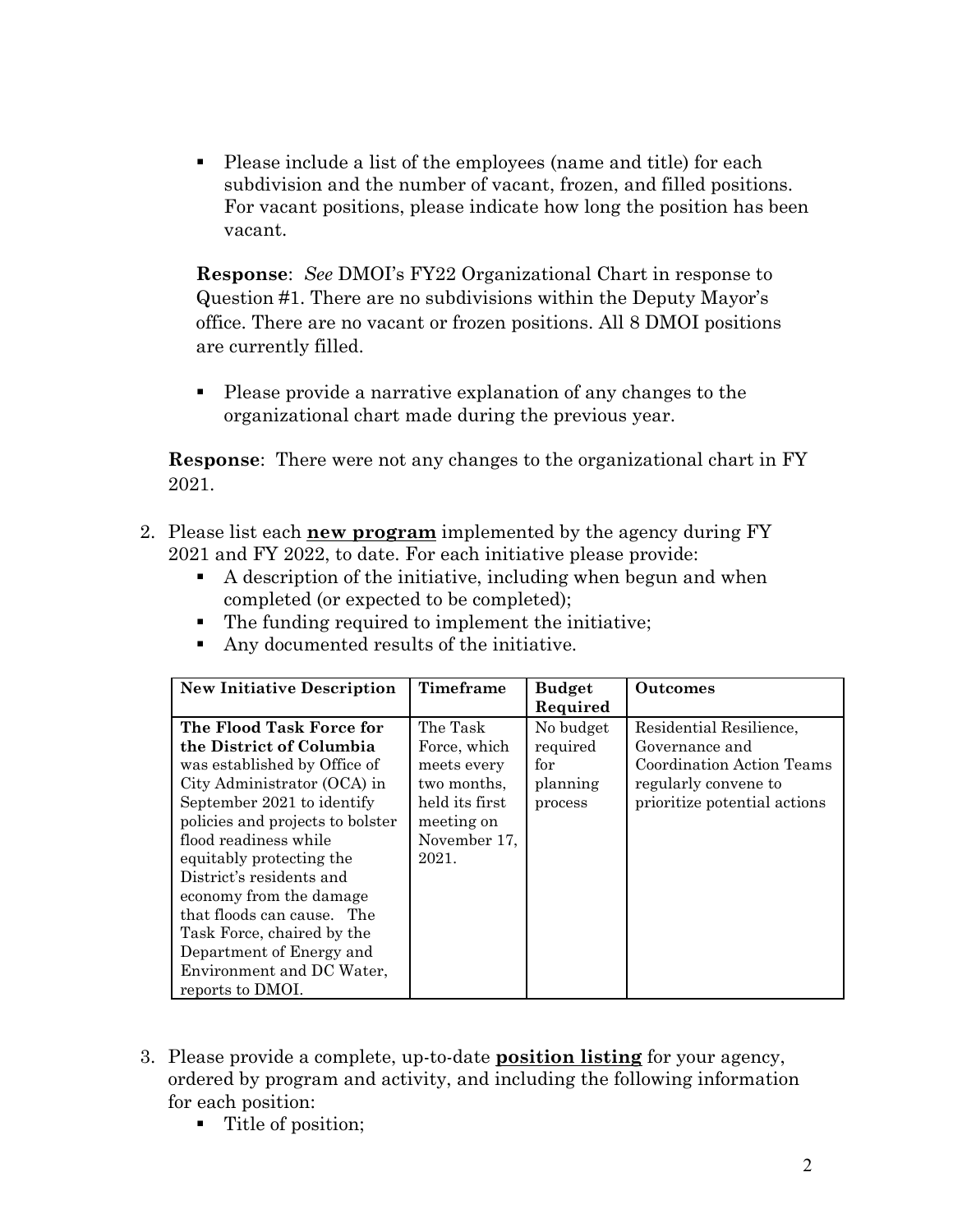- Please include a list of the employees (name and title) for each subdivision and the number of vacant, frozen, and filled positions. For vacant positions, please indicate how long the position has been vacant.

  **Response**: *See* DMOI's FY22 Organizational Chart in response to Question #1. There are no subdivisions within the Deputy Mayor's office. There are no vacant or frozen positions. All 8 DMOI positions are currently filled.

- Please provide a narrative explanation of any changes to the organizational chart made during the previous year.

  **Response**: There were not any changes to the organizational chart in FY 2021.

2. Please list each **new program** implemented by the agency during FY 2021 and FY 2022, to date. For each initiative please provide:
   - A description of the initiative, including when begun and when completed (or expected to be completed);
   - The funding required to implement the initiative;
   - Any documented results of the initiative.

| New Initiative Description | Timeframe | Budget Required | Outcomes |
|---|---|---|---|
| **The Flood Task Force for the District of Columbia** was established by Office of City Administrator (OCA) in September 2021 to identify policies and projects to bolster flood readiness while equitably protecting the District's residents and economy from the damage that floods can cause. The Task Force, chaired by the Department of Energy and Environment and DC Water, reports to DMOI. | The Task Force, which meets every two months, held its first meeting on November 17, 2021. | No budget required for planning process | Residential Resilience, Governance and Coordination Action Teams regularly convene to prioritize potential actions |

3. Please provide a complete, up-to-date **position listing** for your agency, ordered by program and activity, and including the following information for each position:
   - Title of position;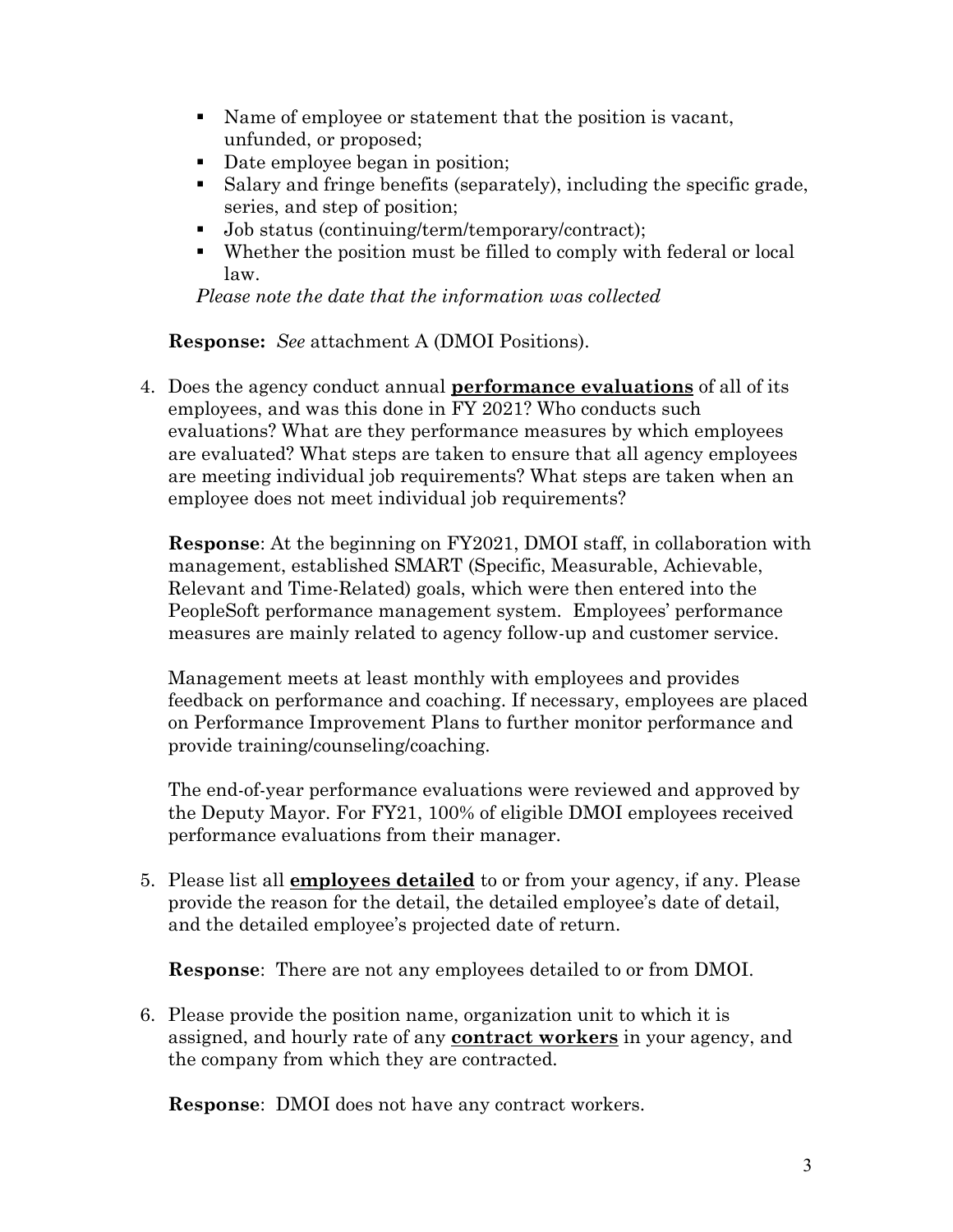- Name of employee or statement that the position is vacant, unfunded, or proposed;
- Date employee began in position;
- Salary and fringe benefits (separately), including the specific grade, series, and step of position;
- Job status (continuing/term/temporary/contract);
- Whether the position must be filled to comply with federal or local law.

*Please note the date that the information was collected*

**Response:** *See* attachment A (DMOI Positions).

4. Does the agency conduct annual **performance evaluations** of all of its employees, and was this done in FY 2021? Who conducts such evaluations? What are they performance measures by which employees are evaluated? What steps are taken to ensure that all agency employees are meeting individual job requirements? What steps are taken when an employee does not meet individual job requirements?

   **Response**: At the beginning on FY2021, DMOI staff, in collaboration with management, established SMART (Specific, Measurable, Achievable, Relevant and Time-Related) goals, which were then entered into the PeopleSoft performance management system. Employees' performance measures are mainly related to agency follow-up and customer service.

   Management meets at least monthly with employees and provides feedback on performance and coaching. If necessary, employees are placed on Performance Improvement Plans to further monitor performance and provide training/counseling/coaching.

   The end-of-year performance evaluations were reviewed and approved by the Deputy Mayor. For FY21, 100% of eligible DMOI employees received performance evaluations from their manager.

5. Please list all **employees detailed** to or from your agency, if any. Please provide the reason for the detail, the detailed employee's date of detail, and the detailed employee's projected date of return.

   **Response**: There are not any employees detailed to or from DMOI.

6. Please provide the position name, organization unit to which it is assigned, and hourly rate of any **contract workers** in your agency, and the company from which they are contracted.

   **Response**: DMOI does not have any contract workers.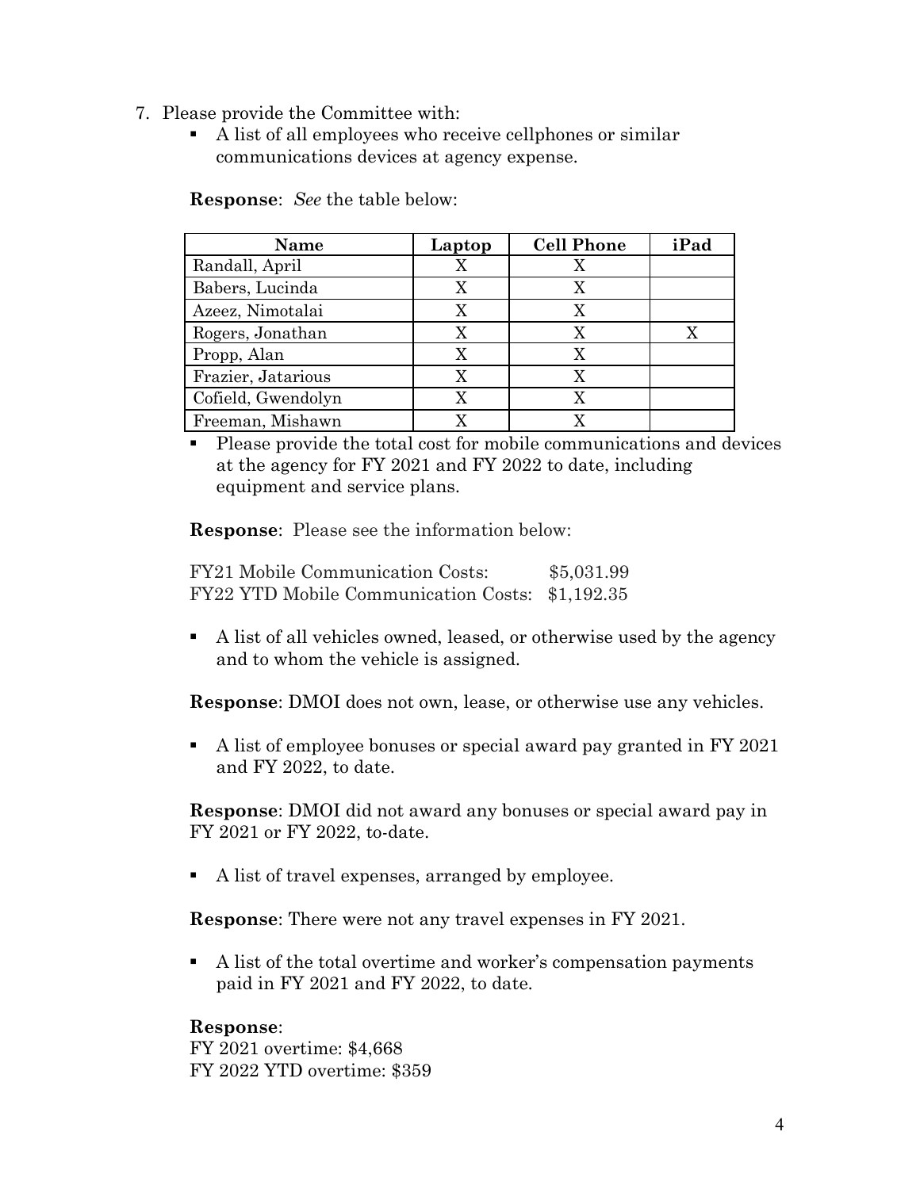7. Please provide the Committee with:
   - A list of all employees who receive cellphones or similar communications devices at agency expense.

   **Response**: *See* the table below:

   | Name | Laptop | Cell Phone | iPad |
   |---|---|---|---|
   | Randall, April | X | X | |
   | Babers, Lucinda | X | X | |
   | Azeez, Nimotalai | X | X | |
   | Rogers, Jonathan | X | X | X |
   | Propp, Alan | X | X | |
   | Frazier, Jatarious | X | X | |
   | Cofield, Gwendolyn | X | X | |
   | Freeman, Mishawn | X | X | |

   - Please provide the total cost for mobile communications and devices at the agency for FY 2021 and FY 2022 to date, including equipment and service plans.

   **Response**: Please see the information below:

   FY21 Mobile Communication Costs: $5,031.99
   FY22 YTD Mobile Communication Costs: $1,192.35

   - A list of all vehicles owned, leased, or otherwise used by the agency and to whom the vehicle is assigned.

   **Response**: DMOI does not own, lease, or otherwise use any vehicles.

   - A list of employee bonuses or special award pay granted in FY 2021 and FY 2022, to date.

   **Response**: DMOI did not award any bonuses or special award pay in FY 2021 or FY 2022, to-date.

   - A list of travel expenses, arranged by employee.

   **Response**: There were not any travel expenses in FY 2021.

   - A list of the total overtime and worker's compensation payments paid in FY 2021 and FY 2022, to date.

   **Response**:
   FY 2021 overtime: $4,668
   FY 2022 YTD overtime: $359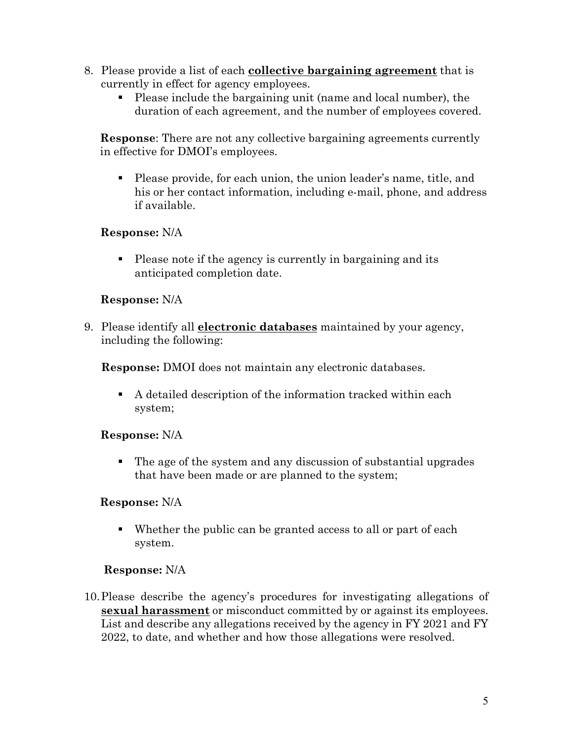8. Please provide a list of each **<u>collective bargaining agreement</u>** that is currently in effect for agency employees.
    - Please include the bargaining unit (name and local number), the duration of each agreement, and the number of employees covered.

   **Response**: There are not any collective bargaining agreements currently in effective for DMOI's employees.

    - Please provide, for each union, the union leader's name, title, and his or her contact information, including e-mail, phone, and address if available.

   **Response:** N/A

    - Please note if the agency is currently in bargaining and its anticipated completion date.

   **Response:** N/A

9. Please identify all **<u>electronic databases</u>** maintained by your agency, including the following:

   **Response:** DMOI does not maintain any electronic databases.

    - A detailed description of the information tracked within each system;

   **Response:** N/A

    - The age of the system and any discussion of substantial upgrades that have been made or are planned to the system;

   **Response:** N/A

    - Whether the public can be granted access to all or part of each system.

   **Response:** N/A

10. Please describe the agency's procedures for investigating allegations of **<u>sexual harassment</u>** or misconduct committed by or against its employees. List and describe any allegations received by the agency in FY 2021 and FY 2022, to date, and whether and how those allegations were resolved.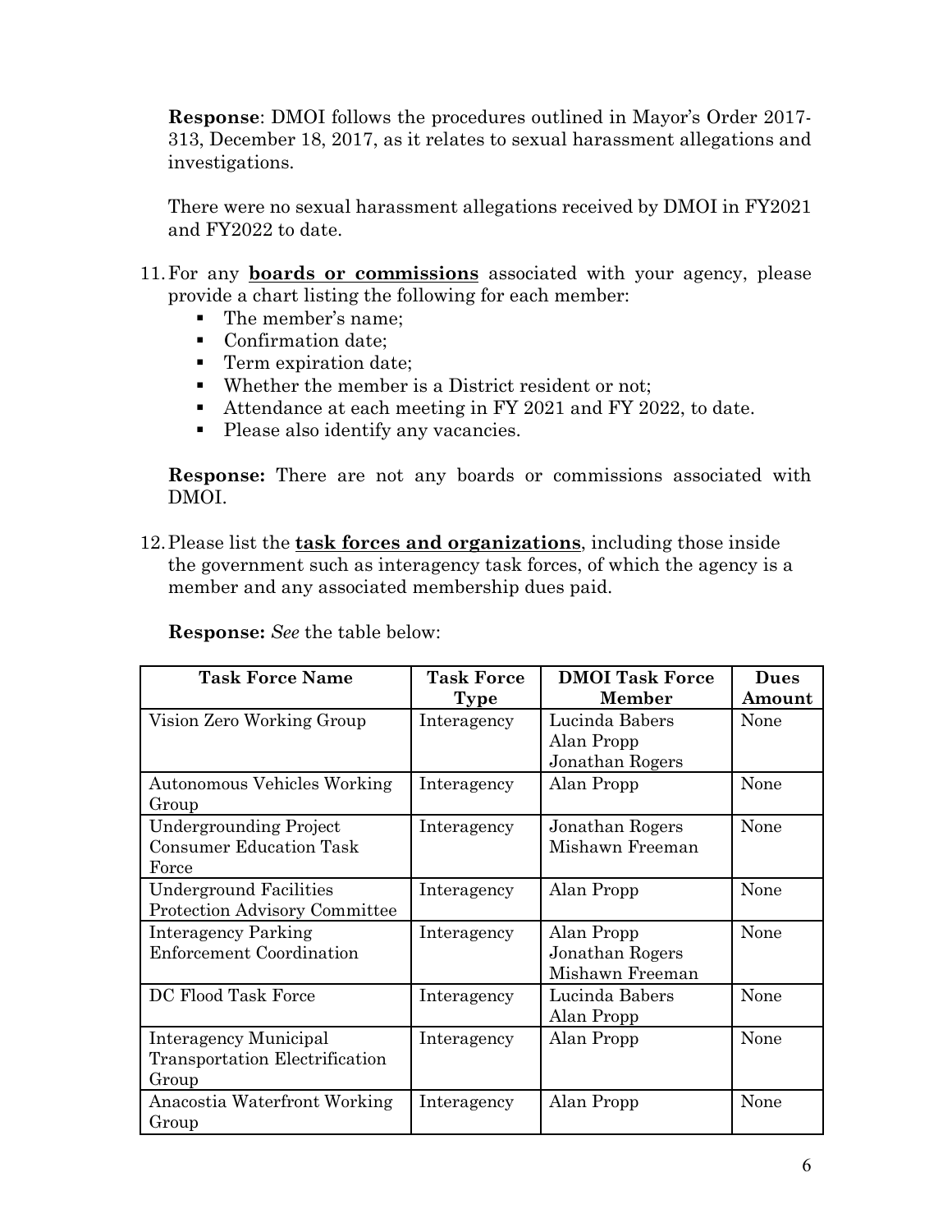**Response**: DMOI follows the procedures outlined in Mayor's Order 2017-313, December 18, 2017, as it relates to sexual harassment allegations and investigations.

There were no sexual harassment allegations received by DMOI in FY2021 and FY2022 to date.

11. For any **boards or commissions** associated with your agency, please provide a chart listing the following for each member:
    - The member's name;
    - Confirmation date;
    - Term expiration date;
    - Whether the member is a District resident or not;
    - Attendance at each meeting in FY 2021 and FY 2022, to date.
    - Please also identify any vacancies.

**Response:** There are not any boards or commissions associated with DMOI.

12. Please list the **task forces and organizations**, including those inside the government such as interagency task forces, of which the agency is a member and any associated membership dues paid.

**Response:** *See* the table below:

| Task Force Name | Task Force Type | DMOI Task Force Member | Dues Amount |
|---|---|---|---|
| Vision Zero Working Group | Interagency | Lucinda Babers<br>Alan Propp<br>Jonathan Rogers | None |
| Autonomous Vehicles Working Group | Interagency | Alan Propp | None |
| Undergrounding Project Consumer Education Task Force | Interagency | Jonathan Rogers<br>Mishawn Freeman | None |
| Underground Facilities Protection Advisory Committee | Interagency | Alan Propp | None |
| Interagency Parking Enforcement Coordination | Interagency | Alan Propp<br>Jonathan Rogers<br>Mishawn Freeman | None |
| DC Flood Task Force | Interagency | Lucinda Babers<br>Alan Propp | None |
| Interagency Municipal Transportation Electrification Group | Interagency | Alan Propp | None |
| Anacostia Waterfront Working Group | Interagency | Alan Propp | None |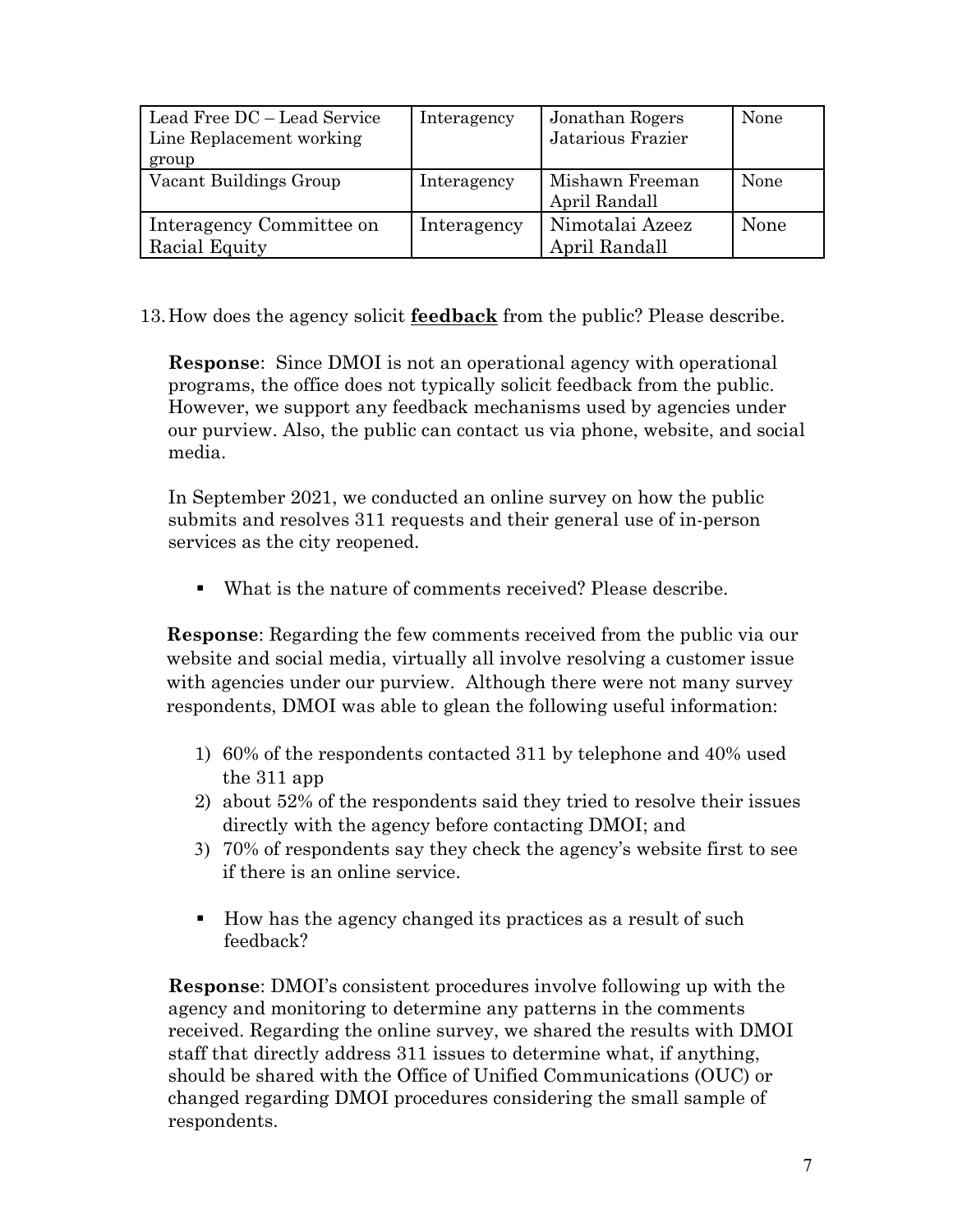| Lead Free DC – Lead Service Line Replacement working group | Interagency | Jonathan Rogers<br>Jatarious Frazier | None |
|---|---|---|---|
| Vacant Buildings Group | Interagency | Mishawn Freeman<br>April Randall | None |
| Interagency Committee on Racial Equity | Interagency | Nimotalai Azeez<br>April Randall | None |

13. How does the agency solicit **feedback** from the public? Please describe.

**Response**: Since DMOI is not an operational agency with operational programs, the office does not typically solicit feedback from the public. However, we support any feedback mechanisms used by agencies under our purview. Also, the public can contact us via phone, website, and social media.

In September 2021, we conducted an online survey on how the public submits and resolves 311 requests and their general use of in-person services as the city reopened.

- What is the nature of comments received? Please describe.

**Response**: Regarding the few comments received from the public via our website and social media, virtually all involve resolving a customer issue with agencies under our purview. Although there were not many survey respondents, DMOI was able to glean the following useful information:

1) 60% of the respondents contacted 311 by telephone and 40% used the 311 app
2) about 52% of the respondents said they tried to resolve their issues directly with the agency before contacting DMOI; and
3) 70% of respondents say they check the agency's website first to see if there is an online service.

- How has the agency changed its practices as a result of such feedback?

**Response**: DMOI's consistent procedures involve following up with the agency and monitoring to determine any patterns in the comments received. Regarding the online survey, we shared the results with DMOI staff that directly address 311 issues to determine what, if anything, should be shared with the Office of Unified Communications (OUC) or changed regarding DMOI procedures considering the small sample of respondents.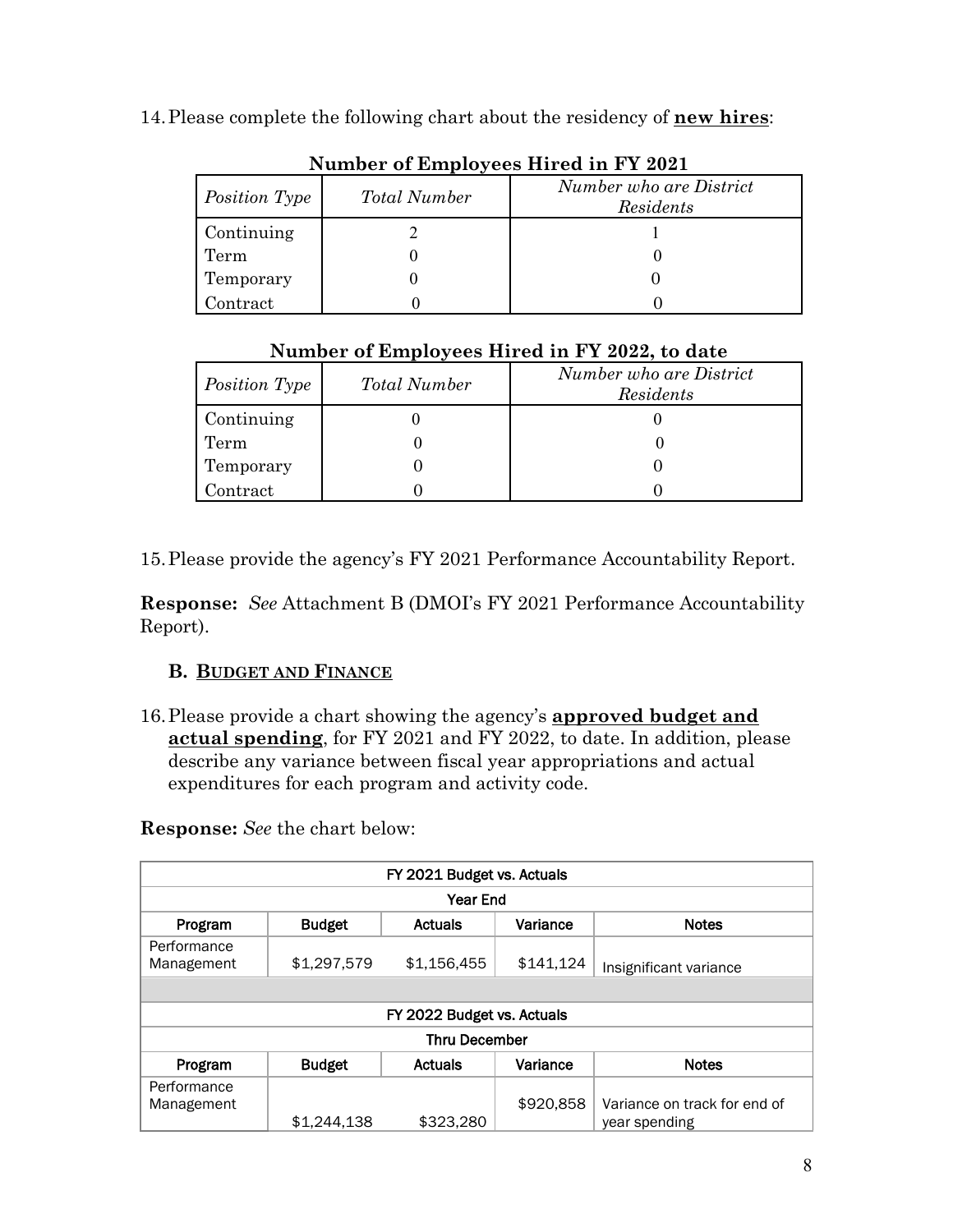14. Please complete the following chart about the residency of **new hires**:

**Number of Employees Hired in FY 2021**

| *Position Type* | *Total Number* | *Number who are District Residents* |
|---|---|---|
| Continuing | 2 | 1 |
| Term | 0 | 0 |
| Temporary | 0 | 0 |
| Contract | 0 | 0 |

**Number of Employees Hired in FY 2022, to date**

| *Position Type* | *Total Number* | *Number who are District Residents* |
|---|---|---|
| Continuing | 0 | 0 |
| Term | 0 | 0 |
| Temporary | 0 | 0 |
| Contract | 0 | 0 |

15. Please provide the agency's FY 2021 Performance Accountability Report.

**Response:** *See* Attachment B (DMOI's FY 2021 Performance Accountability Report).

### B. BUDGET AND FINANCE

16. Please provide a chart showing the agency's **approved budget and actual spending**, for FY 2021 and FY 2022, to date. In addition, please describe any variance between fiscal year appropriations and actual expenditures for each program and activity code.

**Response:** *See* the chart below:

| FY 2021 Budget vs. Actuals | | | | |
|---|---|---|---|---|
| Year End | | | | |
| Program | Budget | Actuals | Variance | Notes |
| Performance Management | $1,297,579 | $1,156,455 | $141,124 | Insignificant variance |
| | | | | |
| FY 2022 Budget vs. Actuals | | | | |
| Thru December | | | | |
| Program | Budget | Actuals | Variance | Notes |
| Performance Management | $1,244,138 | $323,280 | $920,858 | Variance on track for end of year spending |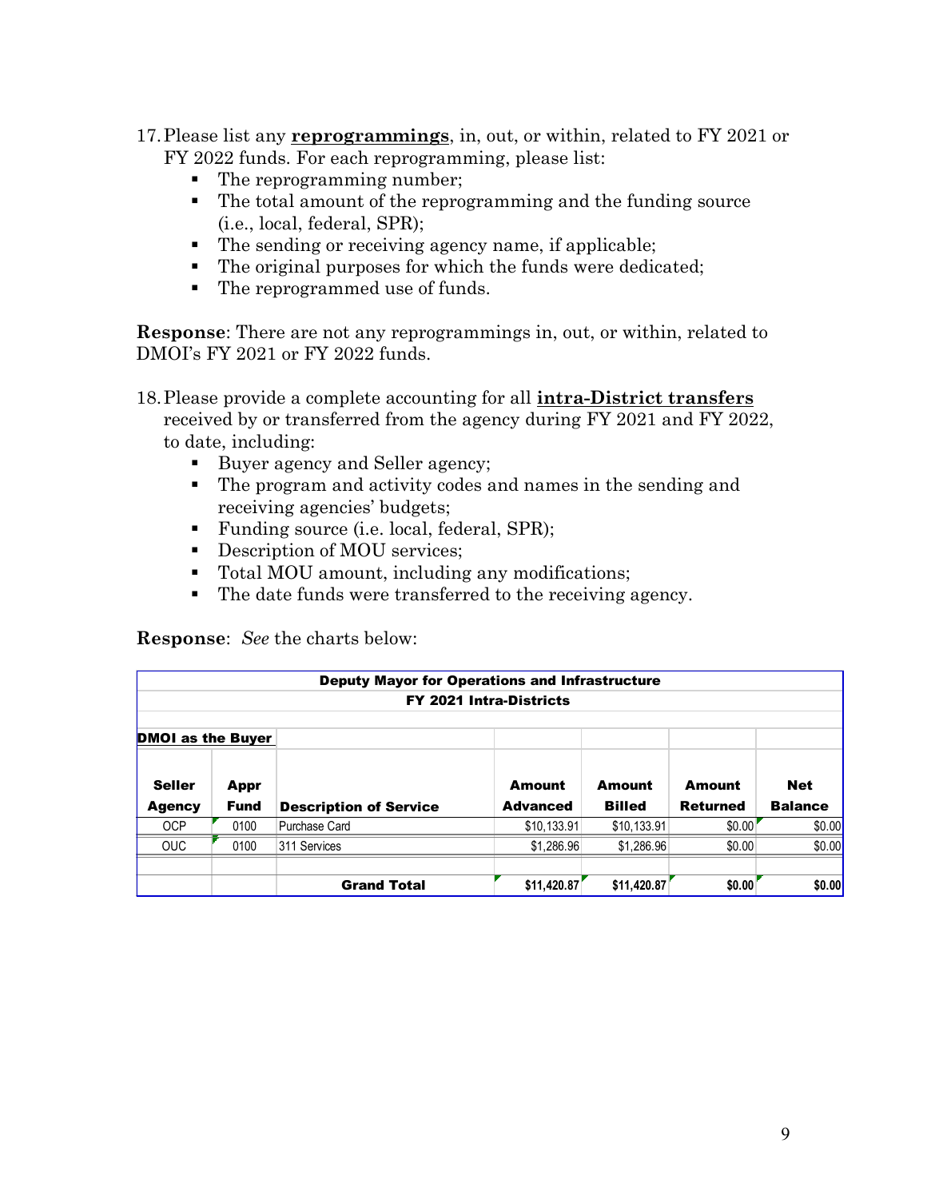17. Please list any **reprogrammings**, in, out, or within, related to FY 2021 or FY 2022 funds. For each reprogramming, please list:
    - The reprogramming number;
    - The total amount of the reprogramming and the funding source (i.e., local, federal, SPR);
    - The sending or receiving agency name, if applicable;
    - The original purposes for which the funds were dedicated;
    - The reprogrammed use of funds.

**Response**: There are not any reprogrammings in, out, or within, related to DMOI's FY 2021 or FY 2022 funds.

18. Please provide a complete accounting for all **intra-District transfers** received by or transferred from the agency during FY 2021 and FY 2022, to date, including:
    - Buyer agency and Seller agency;
    - The program and activity codes and names in the sending and receiving agencies' budgets;
    - Funding source (i.e. local, federal, SPR);
    - Description of MOU services;
    - Total MOU amount, including any modifications;
    - The date funds were transferred to the receiving agency.

**Response**: *See* the charts below:

| Deputy Mayor for Operations and Infrastructure | | | | | | |
|---|---|---|---|---|---|---|
| **FY 2021 Intra-Districts** | | | | | | |
| **DMOI as the Buyer** | | | | | | |
| **Seller Agency** | **Appr Fund** | **Description of Service** | **Amount Advanced** | **Amount Billed** | **Amount Returned** | **Net Balance** |
| OCP | 0100 | Purchase Card | $10,133.91 | $10,133.91 | $0.00 | $0.00 |
| OUC | 0100 | 311 Services | $1,286.96 | $1,286.96 | $0.00 | $0.00 |
| | | | | | | |
| | | **Grand Total** | **$11,420.87** | **$11,420.87** | **$0.00** | **$0.00** |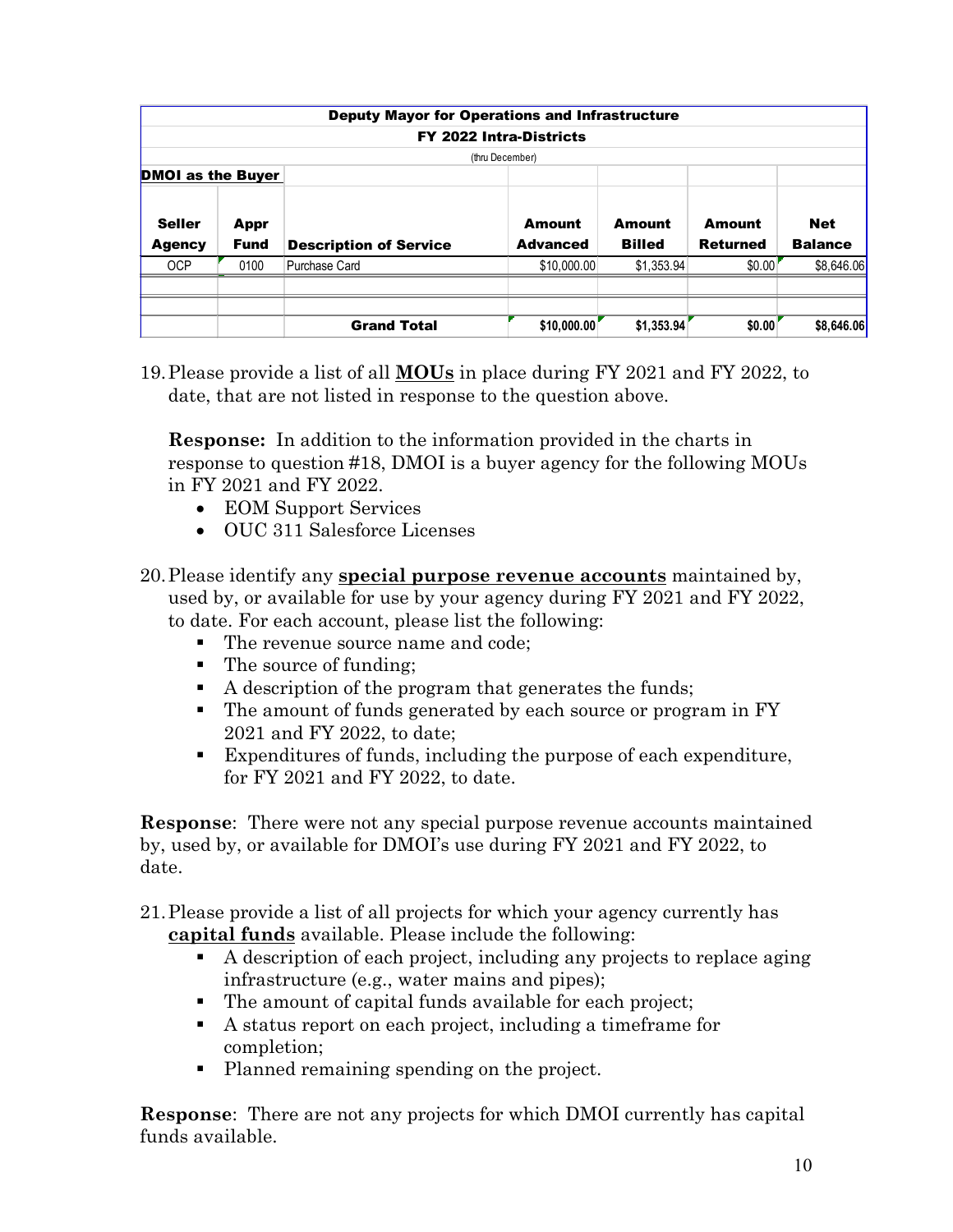| Deputy Mayor for Operations and Infrastructure | | | | | | |
|---|---|---|---|---|---|---|
| FY 2022 Intra-Districts | | | | | | |
| (thru December) | | | | | | |
| **DMOI as the Buyer** | | | | | | |
| **Seller Agency** | **Appr Fund** | **Description of Service** | **Amount Advanced** | **Amount Billed** | **Amount Returned** | **Net Balance** |
| OCP | 0100 | Purchase Card | $10,000.00 | $1,353.94 | $0.00 | $8,646.06 |
| | | | | | | |
| | | | | | | |
| | | **Grand Total** | **$10,000.00** | **$1,353.94** | **$0.00** | **$8,646.06** |

19. Please provide a list of all **MOUs** in place during FY 2021 and FY 2022, to date, that are not listed in response to the question above.

    **Response:** In addition to the information provided in the charts in response to question #18, DMOI is a buyer agency for the following MOUs in FY 2021 and FY 2022.

    - EOM Support Services
    - OUC 311 Salesforce Licenses

20. Please identify any **special purpose revenue accounts** maintained by, used by, or available for use by your agency during FY 2021 and FY 2022, to date. For each account, please list the following:
    - The revenue source name and code;
    - The source of funding;
    - A description of the program that generates the funds;
    - The amount of funds generated by each source or program in FY 2021 and FY 2022, to date;
    - Expenditures of funds, including the purpose of each expenditure, for FY 2021 and FY 2022, to date.

**Response**: There were not any special purpose revenue accounts maintained by, used by, or available for DMOI's use during FY 2021 and FY 2022, to date.

21. Please provide a list of all projects for which your agency currently has **capital funds** available. Please include the following:
    - A description of each project, including any projects to replace aging infrastructure (e.g., water mains and pipes);
    - The amount of capital funds available for each project;
    - A status report on each project, including a timeframe for completion;
    - Planned remaining spending on the project.

**Response**: There are not any projects for which DMOI currently has capital funds available.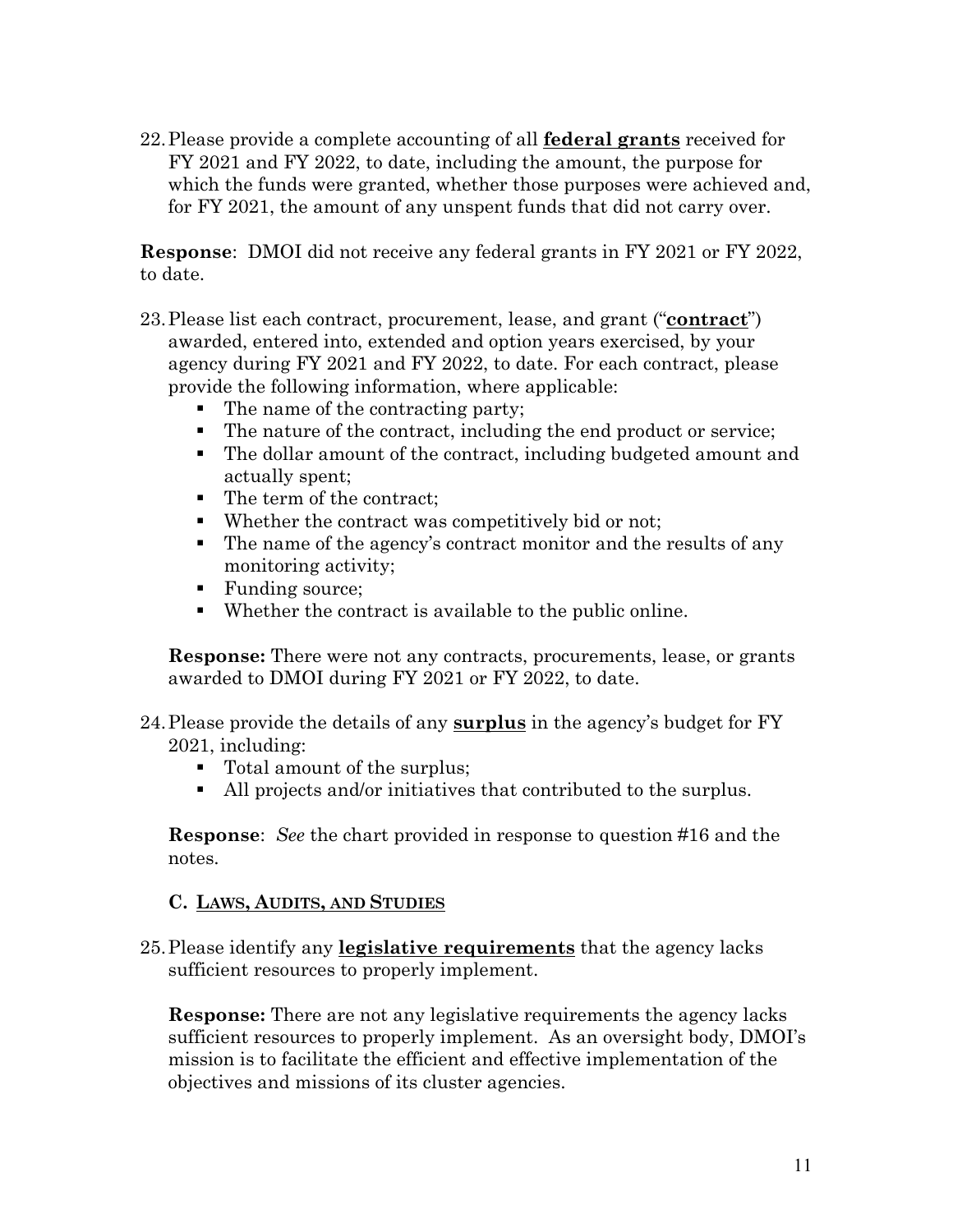22. Please provide a complete accounting of all **federal grants** received for FY 2021 and FY 2022, to date, including the amount, the purpose for which the funds were granted, whether those purposes were achieved and, for FY 2021, the amount of any unspent funds that did not carry over.

**Response**: DMOI did not receive any federal grants in FY 2021 or FY 2022, to date.

23. Please list each contract, procurement, lease, and grant ("**contract**") awarded, entered into, extended and option years exercised, by your agency during FY 2021 and FY 2022, to date. For each contract, please provide the following information, where applicable:
    - The name of the contracting party;
    - The nature of the contract, including the end product or service;
    - The dollar amount of the contract, including budgeted amount and actually spent;
    - The term of the contract;
    - Whether the contract was competitively bid or not;
    - The name of the agency's contract monitor and the results of any monitoring activity;
    - Funding source;
    - Whether the contract is available to the public online.

    **Response:** There were not any contracts, procurements, lease, or grants awarded to DMOI during FY 2021 or FY 2022, to date.

24. Please provide the details of any **surplus** in the agency's budget for FY 2021, including:
    - Total amount of the surplus;
    - All projects and/or initiatives that contributed to the surplus.

    **Response**: *See* the chart provided in response to question #16 and the notes.

## C. LAWS, AUDITS, AND STUDIES

25. Please identify any **legislative requirements** that the agency lacks sufficient resources to properly implement.

    **Response:** There are not any legislative requirements the agency lacks sufficient resources to properly implement. As an oversight body, DMOI's mission is to facilitate the efficient and effective implementation of the objectives and missions of its cluster agencies.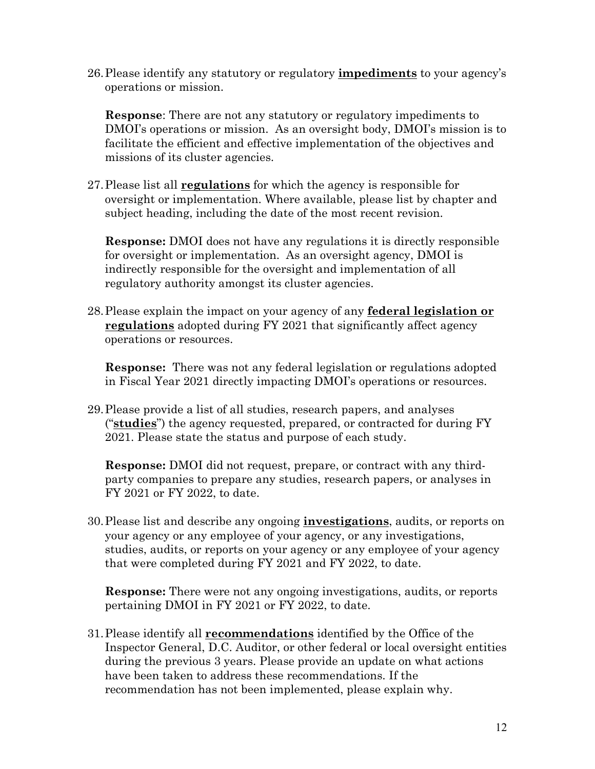26. Please identify any statutory or regulatory **impediments** to your agency's operations or mission.

    **Response**: There are not any statutory or regulatory impediments to DMOI's operations or mission. As an oversight body, DMOI's mission is to facilitate the efficient and effective implementation of the objectives and missions of its cluster agencies.

27. Please list all **regulations** for which the agency is responsible for oversight or implementation. Where available, please list by chapter and subject heading, including the date of the most recent revision.

    **Response:** DMOI does not have any regulations it is directly responsible for oversight or implementation. As an oversight agency, DMOI is indirectly responsible for the oversight and implementation of all regulatory authority amongst its cluster agencies.

28. Please explain the impact on your agency of any **federal legislation or regulations** adopted during FY 2021 that significantly affect agency operations or resources.

    **Response:** There was not any federal legislation or regulations adopted in Fiscal Year 2021 directly impacting DMOI's operations or resources.

29. Please provide a list of all studies, research papers, and analyses ("**studies**") the agency requested, prepared, or contracted for during FY 2021. Please state the status and purpose of each study.

    **Response:** DMOI did not request, prepare, or contract with any third-party companies to prepare any studies, research papers, or analyses in FY 2021 or FY 2022, to date.

30. Please list and describe any ongoing **investigations**, audits, or reports on your agency or any employee of your agency, or any investigations, studies, audits, or reports on your agency or any employee of your agency that were completed during FY 2021 and FY 2022, to date.

    **Response:** There were not any ongoing investigations, audits, or reports pertaining DMOI in FY 2021 or FY 2022, to date.

31. Please identify all **recommendations** identified by the Office of the Inspector General, D.C. Auditor, or other federal or local oversight entities during the previous 3 years. Please provide an update on what actions have been taken to address these recommendations. If the recommendation has not been implemented, please explain why.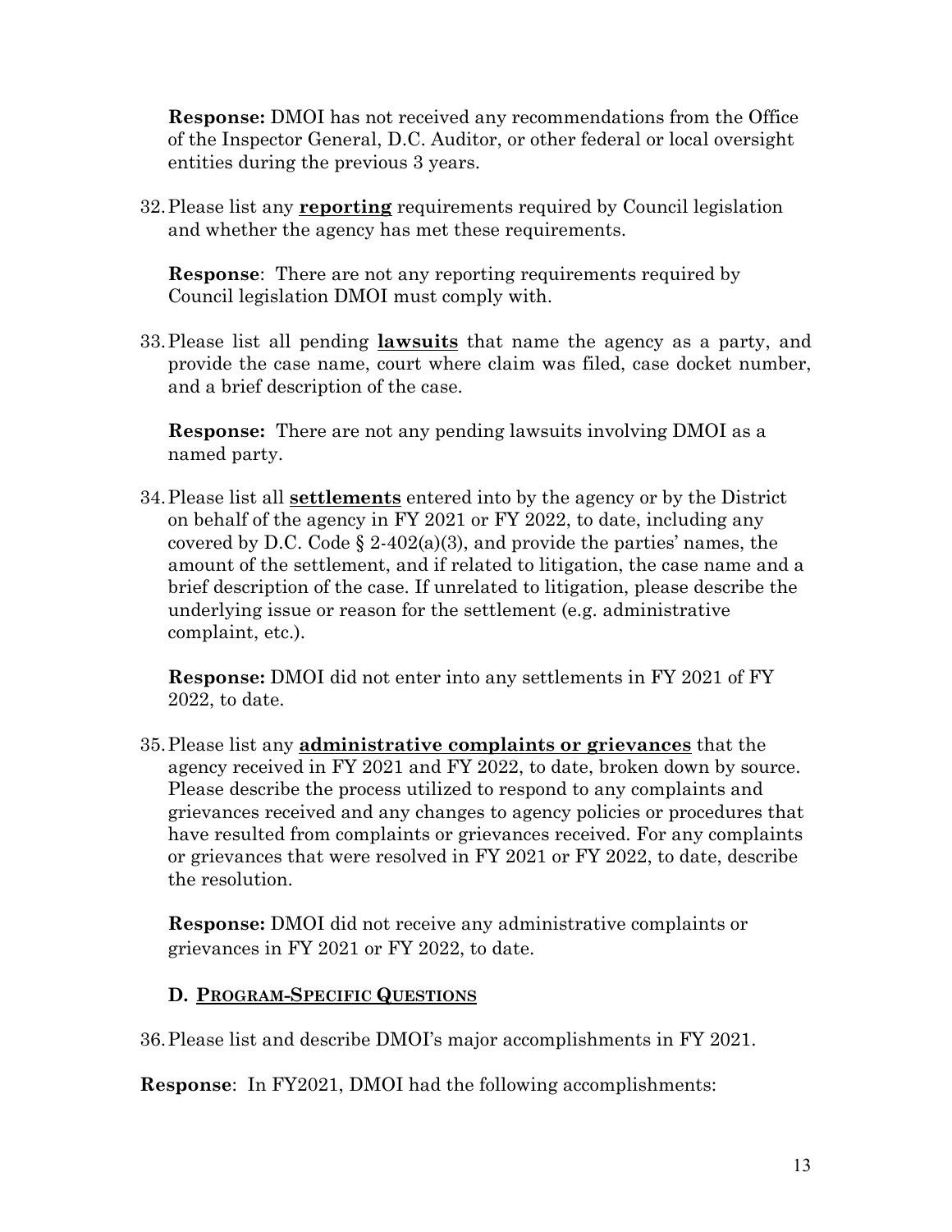**Response:** DMOI has not received any recommendations from the Office of the Inspector General, D.C. Auditor, or other federal or local oversight entities during the previous 3 years.

32. Please list any **reporting** requirements required by Council legislation and whether the agency has met these requirements.

    **Response**: There are not any reporting requirements required by Council legislation DMOI must comply with.

33. Please list all pending **lawsuits** that name the agency as a party, and provide the case name, court where claim was filed, case docket number, and a brief description of the case.

    **Response:** There are not any pending lawsuits involving DMOI as a named party.

34. Please list all **settlements** entered into by the agency or by the District on behalf of the agency in FY 2021 or FY 2022, to date, including any covered by D.C. Code § 2-402(a)(3), and provide the parties' names, the amount of the settlement, and if related to litigation, the case name and a brief description of the case. If unrelated to litigation, please describe the underlying issue or reason for the settlement (e.g. administrative complaint, etc.).

    **Response:** DMOI did not enter into any settlements in FY 2021 of FY 2022, to date.

35. Please list any **administrative complaints or grievances** that the agency received in FY 2021 and FY 2022, to date, broken down by source. Please describe the process utilized to respond to any complaints and grievances received and any changes to agency policies or procedures that have resulted from complaints or grievances received. For any complaints or grievances that were resolved in FY 2021 or FY 2022, to date, describe the resolution.

    **Response:** DMOI did not receive any administrative complaints or grievances in FY 2021 or FY 2022, to date.

## D. PROGRAM-SPECIFIC QUESTIONS

36. Please list and describe DMOI's major accomplishments in FY 2021.

**Response**: In FY2021, DMOI had the following accomplishments: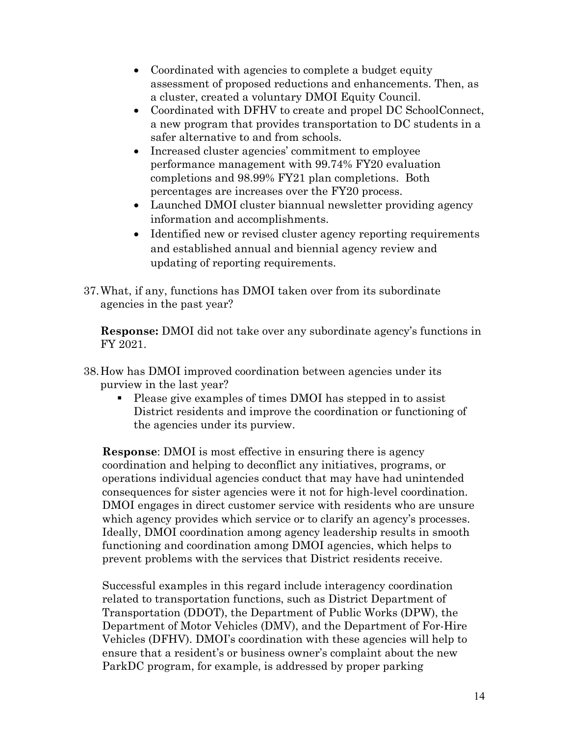- Coordinated with agencies to complete a budget equity assessment of proposed reductions and enhancements. Then, as a cluster, created a voluntary DMOI Equity Council.
- Coordinated with DFHV to create and propel DC SchoolConnect, a new program that provides transportation to DC students in a safer alternative to and from schools.
- Increased cluster agencies' commitment to employee performance management with 99.74% FY20 evaluation completions and 98.99% FY21 plan completions. Both percentages are increases over the FY20 process.
- Launched DMOI cluster biannual newsletter providing agency information and accomplishments.
- Identified new or revised cluster agency reporting requirements and established annual and biennial agency review and updating of reporting requirements.

37. What, if any, functions has DMOI taken over from its subordinate agencies in the past year?

    **Response:** DMOI did not take over any subordinate agency's functions in FY 2021.

38. How has DMOI improved coordination between agencies under its purview in the last year?
    - Please give examples of times DMOI has stepped in to assist District residents and improve the coordination or functioning of the agencies under its purview.

    **Response**: DMOI is most effective in ensuring there is agency coordination and helping to deconflict any initiatives, programs, or operations individual agencies conduct that may have had unintended consequences for sister agencies were it not for high-level coordination. DMOI engages in direct customer service with residents who are unsure which agency provides which service or to clarify an agency's processes. Ideally, DMOI coordination among agency leadership results in smooth functioning and coordination among DMOI agencies, which helps to prevent problems with the services that District residents receive.

    Successful examples in this regard include interagency coordination related to transportation functions, such as District Department of Transportation (DDOT), the Department of Public Works (DPW), the Department of Motor Vehicles (DMV), and the Department of For-Hire Vehicles (DFHV). DMOI's coordination with these agencies will help to ensure that a resident's or business owner's complaint about the new ParkDC program, for example, is addressed by proper parking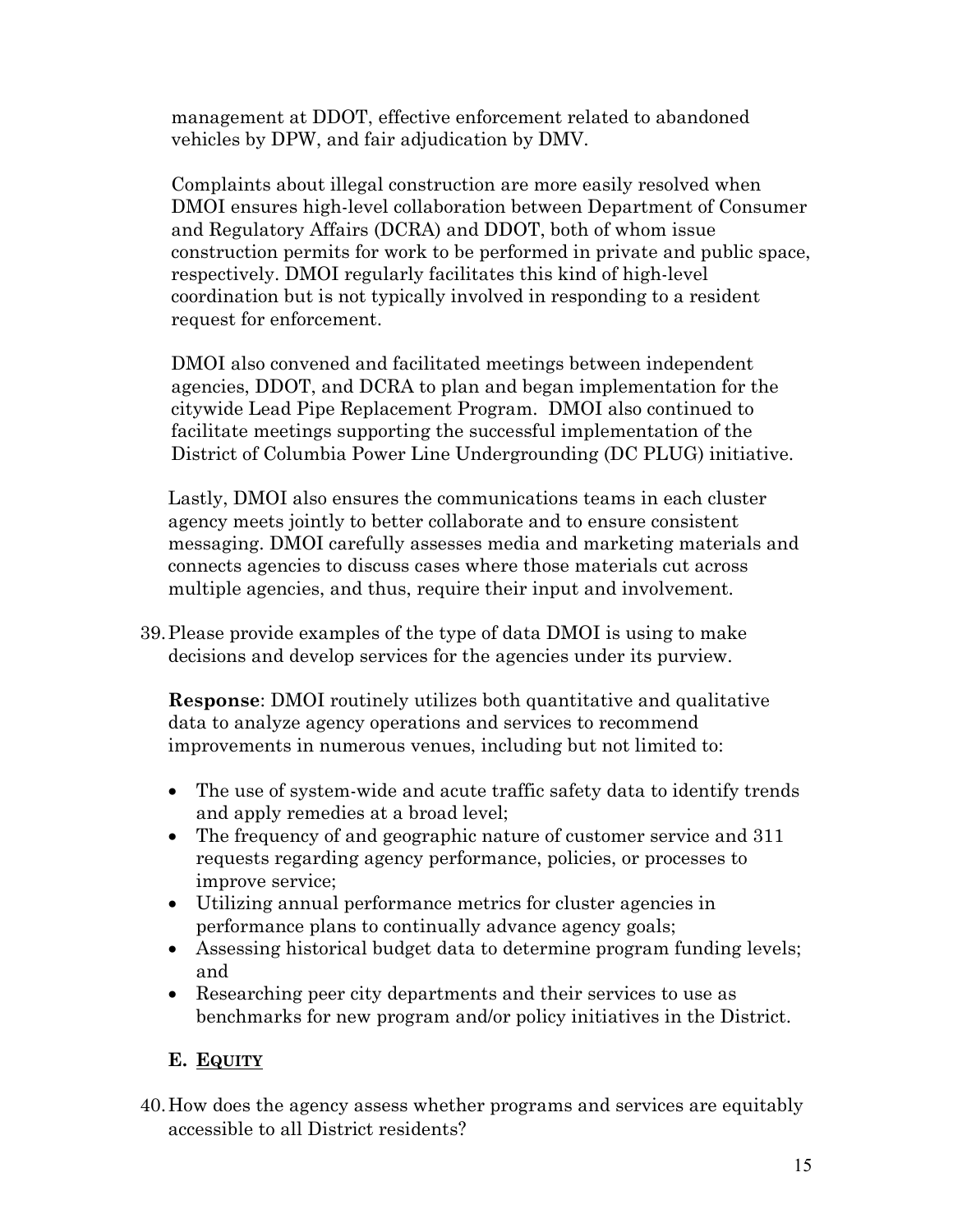management at DDOT, effective enforcement related to abandoned vehicles by DPW, and fair adjudication by DMV.

Complaints about illegal construction are more easily resolved when DMOI ensures high-level collaboration between Department of Consumer and Regulatory Affairs (DCRA) and DDOT, both of whom issue construction permits for work to be performed in private and public space, respectively. DMOI regularly facilitates this kind of high-level coordination but is not typically involved in responding to a resident request for enforcement.

DMOI also convened and facilitated meetings between independent agencies, DDOT, and DCRA to plan and began implementation for the citywide Lead Pipe Replacement Program. DMOI also continued to facilitate meetings supporting the successful implementation of the District of Columbia Power Line Undergrounding (DC PLUG) initiative.

Lastly, DMOI also ensures the communications teams in each cluster agency meets jointly to better collaborate and to ensure consistent messaging. DMOI carefully assesses media and marketing materials and connects agencies to discuss cases where those materials cut across multiple agencies, and thus, require their input and involvement.

39. Please provide examples of the type of data DMOI is using to make decisions and develop services for the agencies under its purview.

**Response**: DMOI routinely utilizes both quantitative and qualitative data to analyze agency operations and services to recommend improvements in numerous venues, including but not limited to:

- The use of system-wide and acute traffic safety data to identify trends and apply remedies at a broad level;
- The frequency of and geographic nature of customer service and 311 requests regarding agency performance, policies, or processes to improve service;
- Utilizing annual performance metrics for cluster agencies in performance plans to continually advance agency goals;
- Assessing historical budget data to determine program funding levels; and
- Researching peer city departments and their services to use as benchmarks for new program and/or policy initiatives in the District.

## E. Equity

40. How does the agency assess whether programs and services are equitably accessible to all District residents?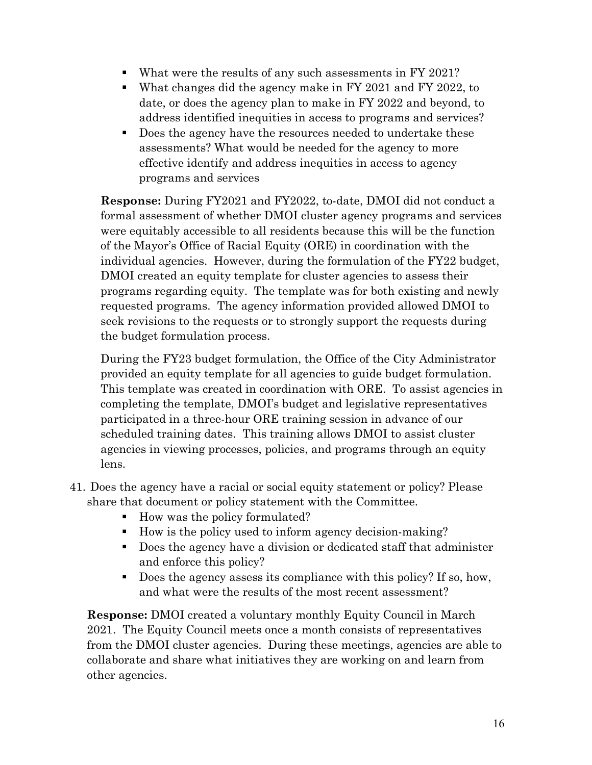- What were the results of any such assessments in FY 2021?
- What changes did the agency make in FY 2021 and FY 2022, to date, or does the agency plan to make in FY 2022 and beyond, to address identified inequities in access to programs and services?
- Does the agency have the resources needed to undertake these assessments? What would be needed for the agency to more effective identify and address inequities in access to agency programs and services

**Response:** During FY2021 and FY2022, to-date, DMOI did not conduct a formal assessment of whether DMOI cluster agency programs and services were equitably accessible to all residents because this will be the function of the Mayor's Office of Racial Equity (ORE) in coordination with the individual agencies. However, during the formulation of the FY22 budget, DMOI created an equity template for cluster agencies to assess their programs regarding equity. The template was for both existing and newly requested programs. The agency information provided allowed DMOI to seek revisions to the requests or to strongly support the requests during the budget formulation process.

During the FY23 budget formulation, the Office of the City Administrator provided an equity template for all agencies to guide budget formulation. This template was created in coordination with ORE. To assist agencies in completing the template, DMOI's budget and legislative representatives participated in a three-hour ORE training session in advance of our scheduled training dates. This training allows DMOI to assist cluster agencies in viewing processes, policies, and programs through an equity lens.

41. Does the agency have a racial or social equity statement or policy? Please share that document or policy statement with the Committee.
    - How was the policy formulated?
    - How is the policy used to inform agency decision-making?
    - Does the agency have a division or dedicated staff that administer and enforce this policy?
    - Does the agency assess its compliance with this policy? If so, how, and what were the results of the most recent assessment?

**Response:** DMOI created a voluntary monthly Equity Council in March 2021. The Equity Council meets once a month consists of representatives from the DMOI cluster agencies. During these meetings, agencies are able to collaborate and share what initiatives they are working on and learn from other agencies.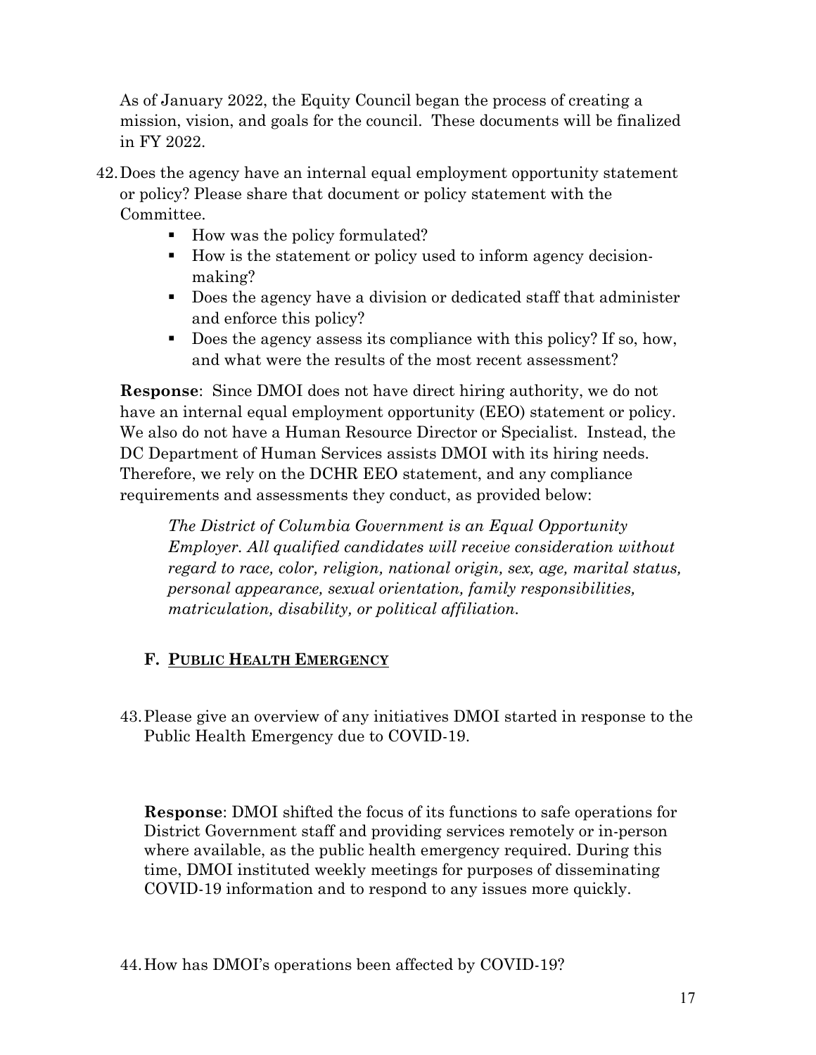As of January 2022, the Equity Council began the process of creating a mission, vision, and goals for the council. These documents will be finalized in FY 2022.

42. Does the agency have an internal equal employment opportunity statement or policy? Please share that document or policy statement with the Committee.
    - How was the policy formulated?
    - How is the statement or policy used to inform agency decision-making?
    - Does the agency have a division or dedicated staff that administer and enforce this policy?
    - Does the agency assess its compliance with this policy? If so, how, and what were the results of the most recent assessment?

**Response**: Since DMOI does not have direct hiring authority, we do not have an internal equal employment opportunity (EEO) statement or policy. We also do not have a Human Resource Director or Specialist. Instead, the DC Department of Human Services assists DMOI with its hiring needs. Therefore, we rely on the DCHR EEO statement, and any compliance requirements and assessments they conduct, as provided below:

> *The District of Columbia Government is an Equal Opportunity Employer. All qualified candidates will receive consideration without regard to race, color, religion, national origin, sex, age, marital status, personal appearance, sexual orientation, family responsibilities, matriculation, disability, or political affiliation.*

### F. PUBLIC HEALTH EMERGENCY

43. Please give an overview of any initiatives DMOI started in response to the Public Health Emergency due to COVID-19.

**Response**: DMOI shifted the focus of its functions to safe operations for District Government staff and providing services remotely or in-person where available, as the public health emergency required. During this time, DMOI instituted weekly meetings for purposes of disseminating COVID-19 information and to respond to any issues more quickly.

44. How has DMOI's operations been affected by COVID-19?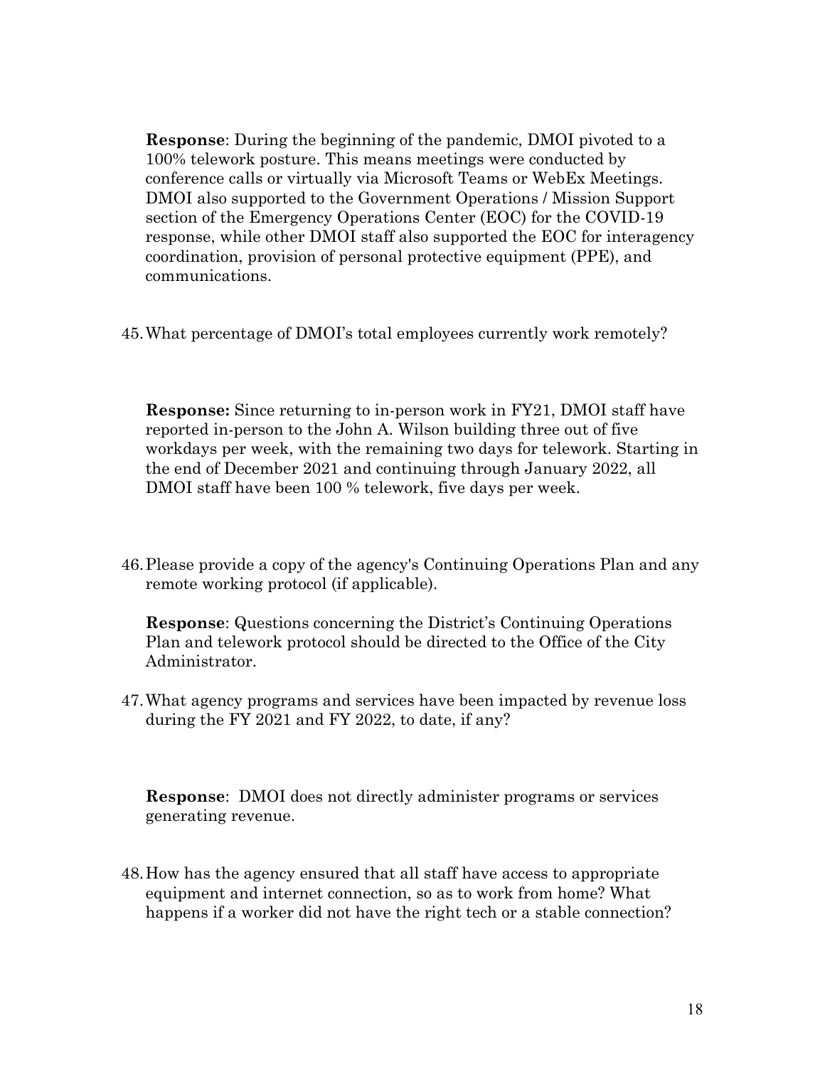**Response**: During the beginning of the pandemic, DMOI pivoted to a 100% telework posture. This means meetings were conducted by conference calls or virtually via Microsoft Teams or WebEx Meetings. DMOI also supported to the Government Operations / Mission Support section of the Emergency Operations Center (EOC) for the COVID-19 response, while other DMOI staff also supported the EOC for interagency coordination, provision of personal protective equipment (PPE), and communications.

45. What percentage of DMOI's total employees currently work remotely?

**Response:** Since returning to in-person work in FY21, DMOI staff have reported in-person to the John A. Wilson building three out of five workdays per week, with the remaining two days for telework. Starting in the end of December 2021 and continuing through January 2022, all DMOI staff have been 100 % telework, five days per week.

46. Please provide a copy of the agency's Continuing Operations Plan and any remote working protocol (if applicable).

**Response**: Questions concerning the District's Continuing Operations Plan and telework protocol should be directed to the Office of the City Administrator.

47. What agency programs and services have been impacted by revenue loss during the FY 2021 and FY 2022, to date, if any?

**Response**: DMOI does not directly administer programs or services generating revenue.

48. How has the agency ensured that all staff have access to appropriate equipment and internet connection, so as to work from home? What happens if a worker did not have the right tech or a stable connection?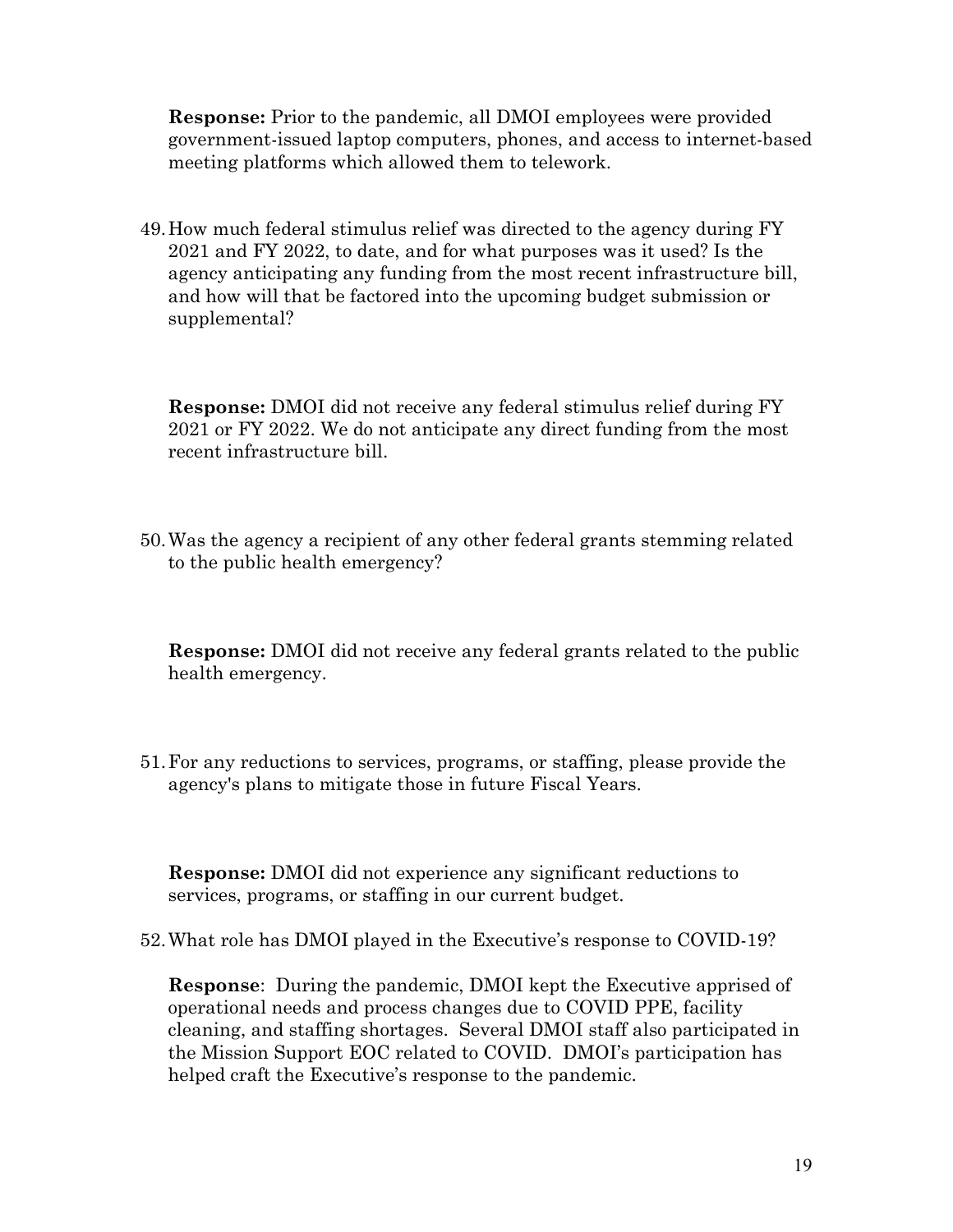**Response:** Prior to the pandemic, all DMOI employees were provided government-issued laptop computers, phones, and access to internet-based meeting platforms which allowed them to telework.

49. How much federal stimulus relief was directed to the agency during FY 2021 and FY 2022, to date, and for what purposes was it used? Is the agency anticipating any funding from the most recent infrastructure bill, and how will that be factored into the upcoming budget submission or supplemental?

    **Response:** DMOI did not receive any federal stimulus relief during FY 2021 or FY 2022. We do not anticipate any direct funding from the most recent infrastructure bill.

50. Was the agency a recipient of any other federal grants stemming related to the public health emergency?

    **Response:** DMOI did not receive any federal grants related to the public health emergency.

51. For any reductions to services, programs, or staffing, please provide the agency's plans to mitigate those in future Fiscal Years.

    **Response:** DMOI did not experience any significant reductions to services, programs, or staffing in our current budget.

52. What role has DMOI played in the Executive's response to COVID-19?

    **Response**: During the pandemic, DMOI kept the Executive apprised of operational needs and process changes due to COVID PPE, facility cleaning, and staffing shortages. Several DMOI staff also participated in the Mission Support EOC related to COVID. DMOI's participation has helped craft the Executive's response to the pandemic.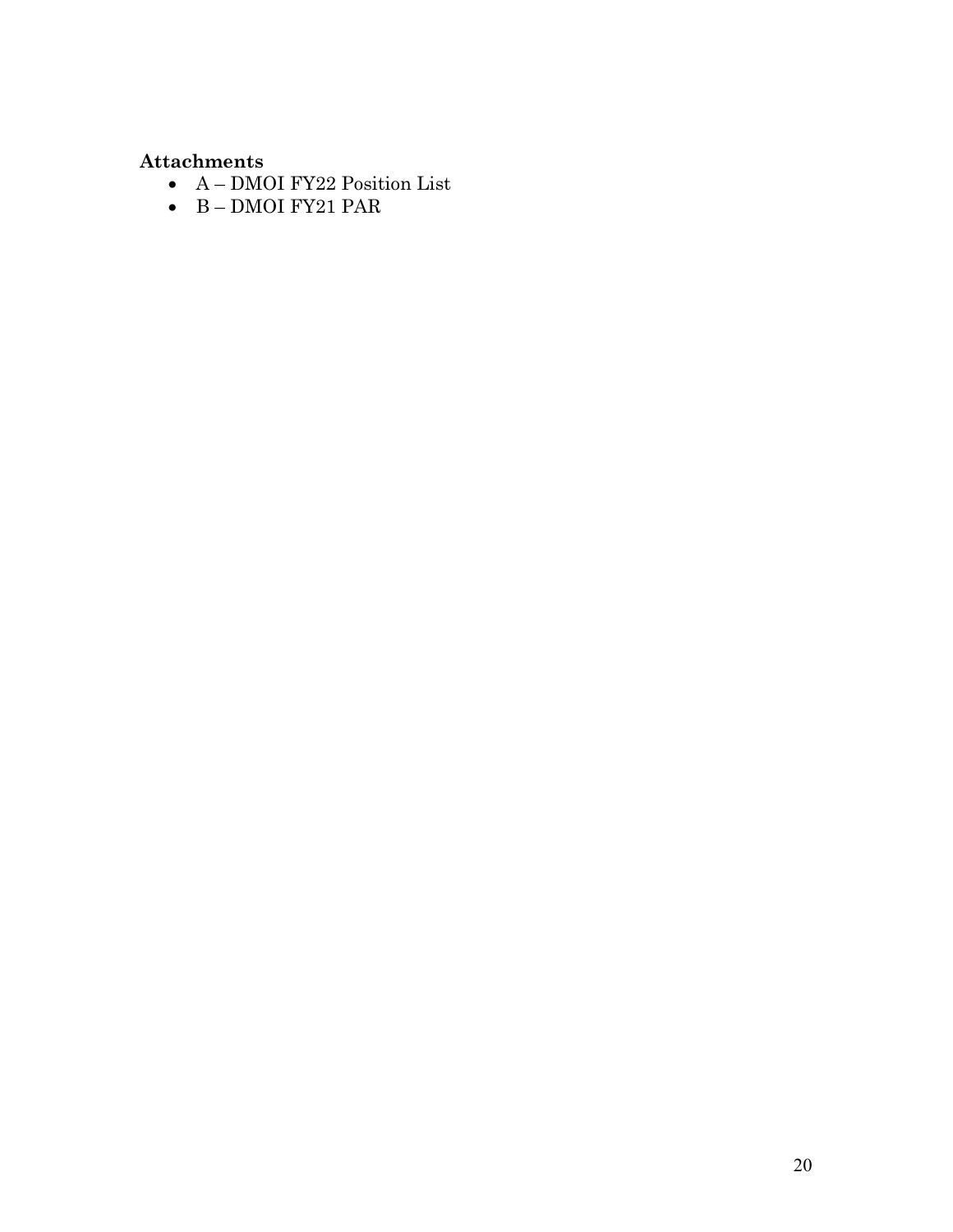**Attachments**

- A – DMOI FY22 Position List
- B – DMOI FY21 PAR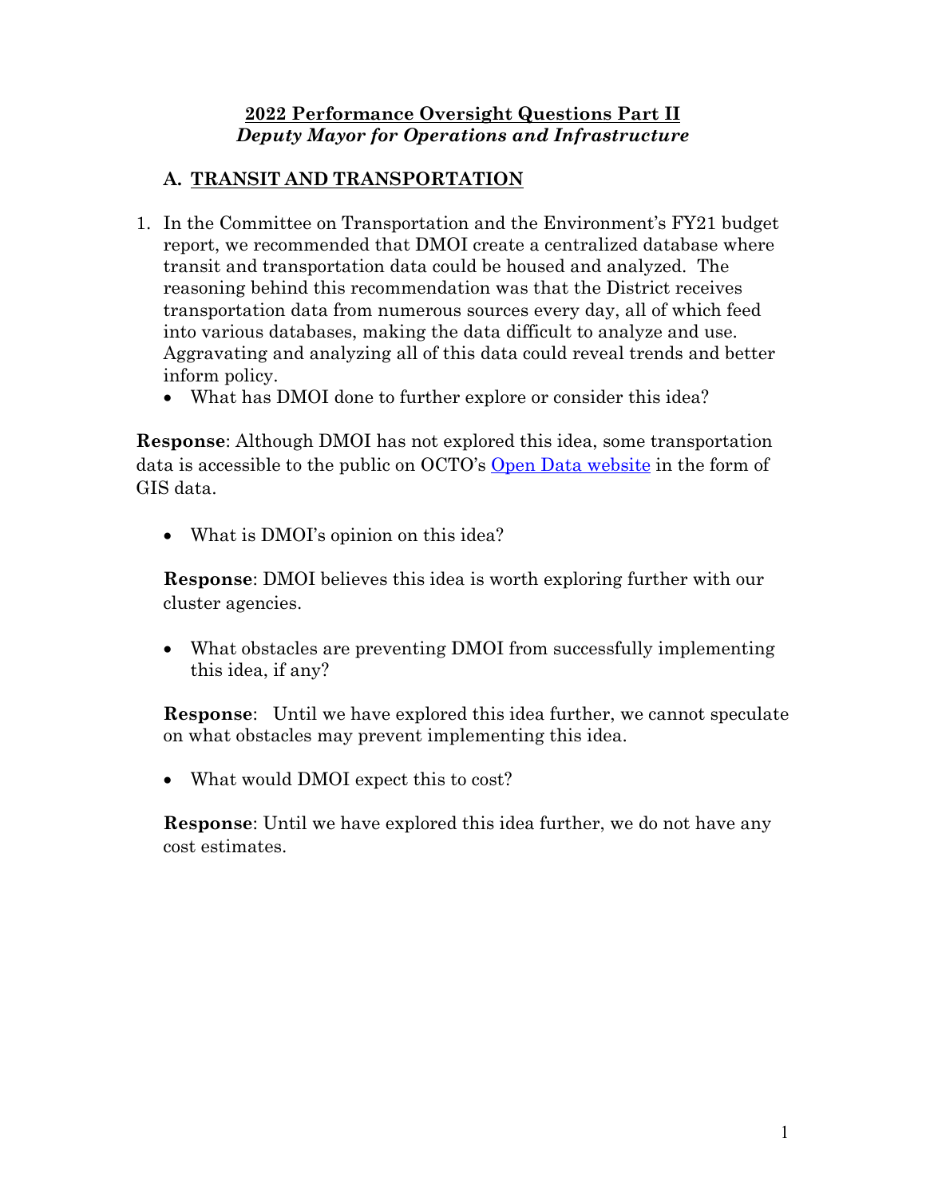**2022 Performance Oversight Questions Part II**
***Deputy Mayor for Operations and Infrastructure***

## A. TRANSIT AND TRANSPORTATION

1. In the Committee on Transportation and the Environment's FY21 budget report, we recommended that DMOI create a centralized database where transit and transportation data could be housed and analyzed. The reasoning behind this recommendation was that the District receives transportation data from numerous sources every day, all of which feed into various databases, making the data difficult to analyze and use. Aggravating and analyzing all of this data could reveal trends and better inform policy.
   - What has DMOI done to further explore or consider this idea?

**Response**: Although DMOI has not explored this idea, some transportation data is accessible to the public on OCTO's Open Data website in the form of GIS data.

- What is DMOI's opinion on this idea?

**Response**: DMOI believes this idea is worth exploring further with our cluster agencies.

- What obstacles are preventing DMOI from successfully implementing this idea, if any?

**Response**: Until we have explored this idea further, we cannot speculate on what obstacles may prevent implementing this idea.

- What would DMOI expect this to cost?

**Response**: Until we have explored this idea further, we do not have any cost estimates.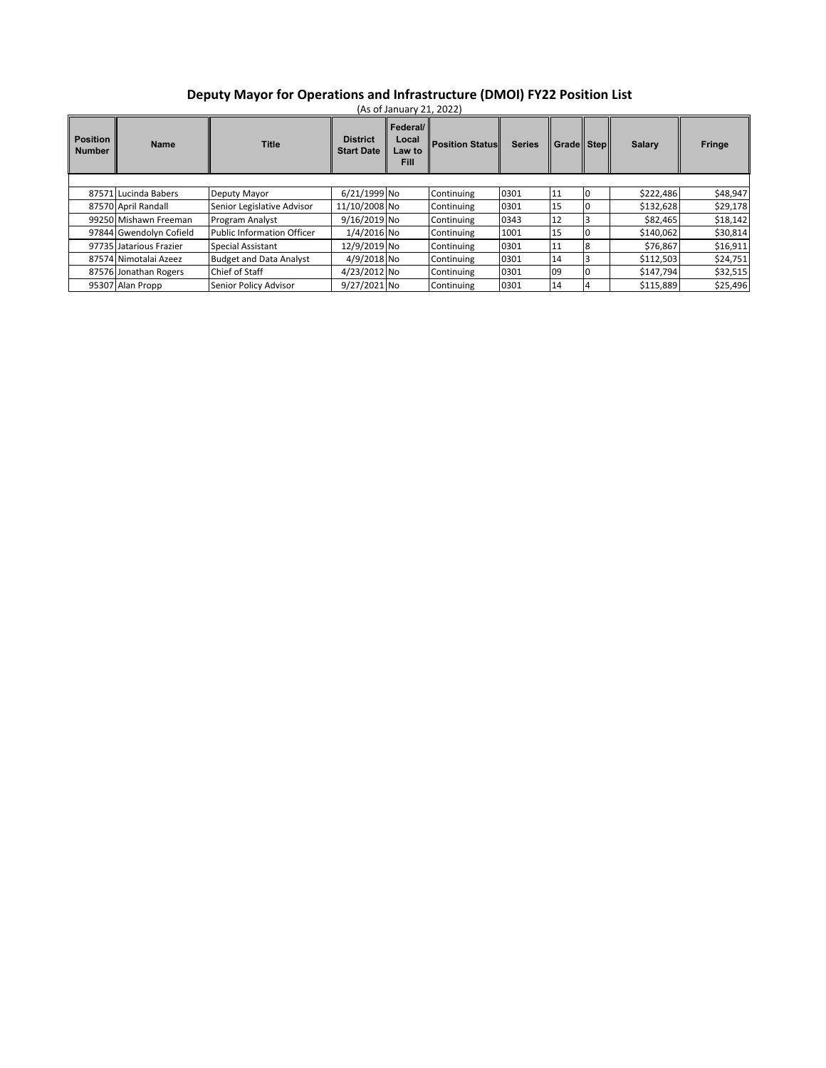# Deputy Mayor for Operations and Infrastructure (DMOI) FY22 Position List

(As of January 21, 2022)

| Position Number | Name | Title | District Start Date | Federal/ Local Law to Fill | Position Status | Series | Grade | Step | Salary | Fringe |
|---|---|---|---|---|---|---|---|---|---|---|
| 87571 | Lucinda Babers | Deputy Mayor | 6/21/1999 | No | Continuing | 0301 | 11 | 0 | $222,486 | $48,947 |
| 87570 | April Randall | Senior Legislative Advisor | 11/10/2008 | No | Continuing | 0301 | 15 | 0 | $132,628 | $29,178 |
| 99250 | Mishawn Freeman | Program Analyst | 9/16/2019 | No | Continuing | 0343 | 12 | 3 | $82,465 | $18,142 |
| 97844 | Gwendolyn Cofield | Public Information Officer | 1/4/2016 | No | Continuing | 1001 | 15 | 0 | $140,062 | $30,814 |
| 97735 | Jatarious Frazier | Special Assistant | 12/9/2019 | No | Continuing | 0301 | 11 | 8 | $76,867 | $16,911 |
| 87574 | Nimotalai Azeez | Budget and Data Analyst | 4/9/2018 | No | Continuing | 0301 | 14 | 3 | $112,503 | $24,751 |
| 87576 | Jonathan Rogers | Chief of Staff | 4/23/2012 | No | Continuing | 0301 | 09 | 0 | $147,794 | $32,515 |
| 95307 | Alan Propp | Senior Policy Advisor | 9/27/2021 | No | Continuing | 0301 | 14 | 4 | $115,889 | $25,496 |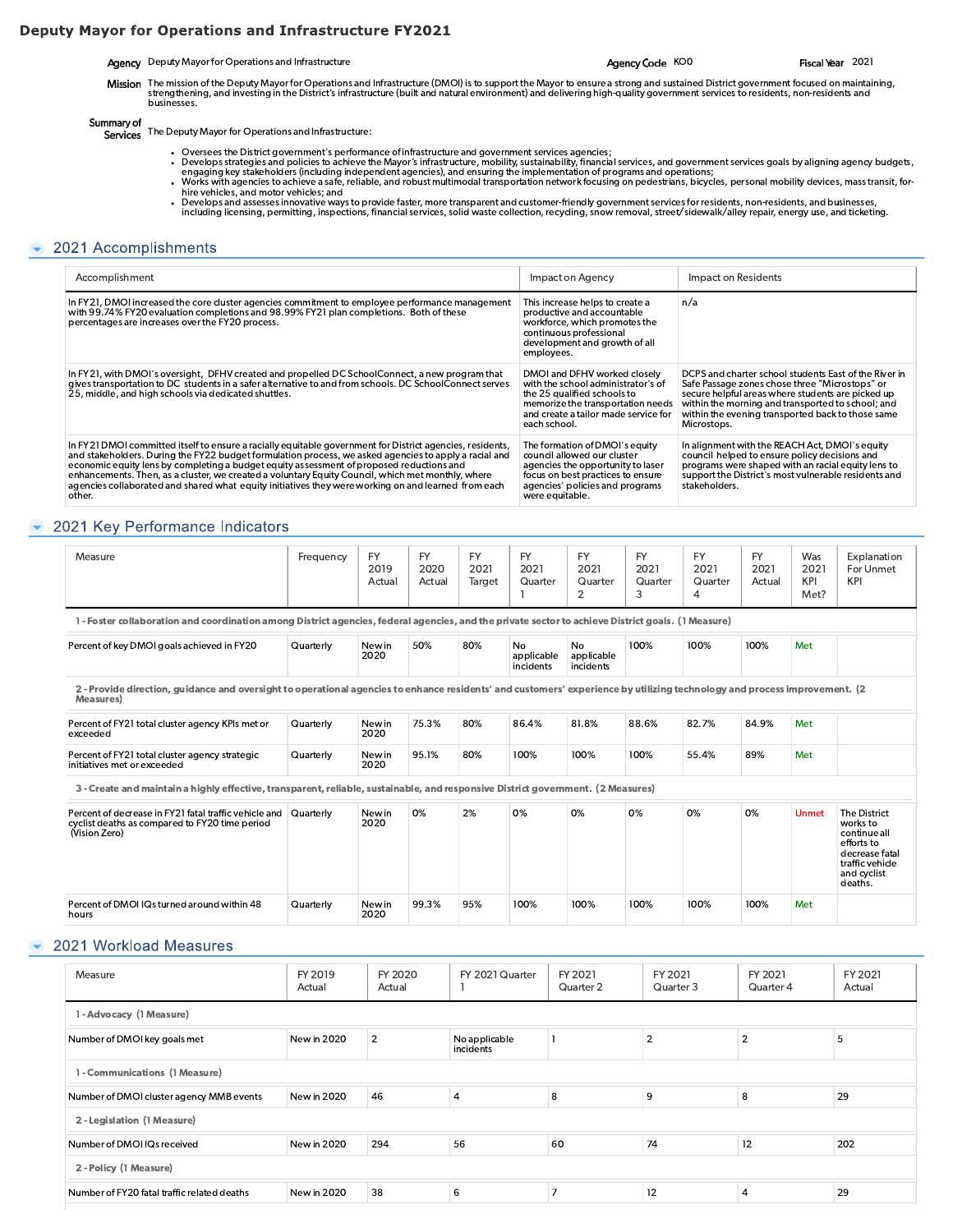# Deputy Mayor for Operations and Infrastructure FY2021

**Agency** Deputy Mayor for Operations and Infrastructure **Agency Code** KO0 **Fiscal Year** 2021

**Mission** The mission of the Deputy Mayor for Operations and Infrastructure (DMOI) is to support the Mayor to ensure a strong and sustained District government focused on maintaining, strengthening, and investing in the District's infrastructure (built and natural environment) and delivering high-quality government services to residents, non-residents and businesses.

**Summary of Services** The Deputy Mayor for Operations and Infrastructure:

- Oversees the District government's performance of infrastructure and government services agencies;
- Develops strategies and policies to achieve the Mayor's infrastructure, mobility, sustainability, financial services, and government services goals by aligning agency budgets, engaging key stakeholders (including independent agencies), and ensuring the implementation of programs and operations;
- Works with agencies to achieve a safe, reliable, and robust multimodal transportation network focusing on pedestrians, bicycles, personal mobility devices, mass transit, for-hire vehicles, and motor vehicles; and
- Develops and assesses innovative ways to provide faster, more transparent and customer-friendly government services for residents, non-residents, and businesses, including licensing, permitting, inspections, financial services, solid waste collection, recycling, snow removal, street/sidewalk/alley repair, energy use, and ticketing.

## 2021 Accomplishments

| Accomplishment | Impact on Agency | Impact on Residents |
|---|---|---|
| In FY21, DMOI increased the core cluster agencies commitment to employee performance management with 99.74% FY20 evaluation completions and 98.99% FY21 plan completions. Both of these percentages are increases over the FY20 process. | This increase helps to create a productive and accountable workforce, which promotes the continuous professional development and growth of all employees. | n/a |
| In FY21, with DMOI's oversight, DFHV created and propelled DC SchoolConnect, a new program that gives transportation to DC students in a safer alternative to and from schools. DC SchoolConnect serves 25, middle, and high schools via dedicated shuttles. | DMOI and DFHV worked closely with the school administrator's of the 25 qualified schools to memorize the transportation needs and create a tailor made service for each school. | DCPS and charter school students East of the River in Safe Passage zones chose three "Microstops" or secure helpful areas where students are picked up within the morning and transported to school; and within the evening transported back to those same Microstops. |
| In FY21 DMOI committed itself to ensure a racially equitable government for District agencies, residents, and stakeholders. During the FY22 budget formulation process, we asked agencies to apply a racial and economic equity lens by completing a budget equity assessment of proposed reductions and enhancements. Then, as a cluster, we created a voluntary Equity Council, which met monthly, where agencies collaborated and shared what equity initiatives they were working on and learned from each other. | The formation of DMOI's equity council allowed our cluster agencies the opportunity to laser focus on best practices to ensure agencies' policies and programs were equitable. | In alignment with the REACH Act, DMOI's equity council helped to ensure policy decisions and programs were shaped with an racial equity lens to support the District's most vulnerable residents and stakeholders. |

## 2021 Key Performance Indicators

| Measure | Frequency | FY 2019 Actual | FY 2020 Actual | FY 2021 Target | FY 2021 Quarter 1 | FY 2021 Quarter 2 | FY 2021 Quarter 3 | FY 2021 Quarter 4 | FY 2021 Actual | Was 2021 KPI Met? | Explanation For Unmet KPI |
|---|---|---|---|---|---|---|---|---|---|---|---|
| **1 - Foster collaboration and coordination among District agencies, federal agencies, and the private sector to achieve District goals. (1 Measure)** | | | | | | | | | | | |
| Percent of key DMOI goals achieved in FY20 | Quarterly | New in 2020 | 50% | 80% | No applicable incidents | No applicable incidents | 100% | 100% | 100% | Met | |
| **2 - Provide direction, guidance and oversight to operational agencies to enhance residents' and customers' experience by utilizing technology and process improvement. (2 Measures)** | | | | | | | | | | | |
| Percent of FY21 total cluster agency KPIs met or exceeded | Quarterly | New in 2020 | 75.3% | 80% | 86.4% | 81.8% | 88.6% | 82.7% | 84.9% | Met | |
| Percent of FY21 total cluster agency strategic initiatives met or exceeded | Quarterly | New in 2020 | 95.1% | 80% | 100% | 100% | 100% | 55.4% | 89% | Met | |
| **3 - Create and maintain a highly effective, transparent, reliable, sustainable, and responsive District government. (2 Measures)** | | | | | | | | | | | |
| Percent of decrease in FY21 fatal traffic vehicle and cyclist deaths as compared to FY20 time period (Vision Zero) | Quarterly | New in 2020 | 0% | 2% | 0% | 0% | 0% | 0% | 0% | Unmet | The District works to continue all efforts to decrease fatal traffic vehicle and cyclist deaths. |
| Percent of DMOI IQs turned around within 48 hours | Quarterly | New in 2020 | 99.3% | 95% | 100% | 100% | 100% | 100% | 100% | Met | |

## 2021 Workload Measures

| Measure | FY 2019 Actual | FY 2020 Actual | FY 2021 Quarter 1 | FY 2021 Quarter 2 | FY 2021 Quarter 3 | FY 2021 Quarter 4 | FY 2021 Actual |
|---|---|---|---|---|---|---|---|
| **1 - Advocacy (1 Measure)** | | | | | | | |
| Number of DMOI key goals met | New in 2020 | 2 | No applicable incidents | 1 | 2 | 2 | 5 |
| **1 - Communications (1 Measure)** | | | | | | | |
| Number of DMOI cluster agency MMB events | New in 2020 | 46 | 4 | 8 | 9 | 8 | 29 |
| **2 - Legislation (1 Measure)** | | | | | | | |
| Number of DMOI IQs received | New in 2020 | 294 | 56 | 60 | 74 | 12 | 202 |
| **2 - Policy (1 Measure)** | | | | | | | |
| Number of FY20 fatal traffic related deaths | New in 2020 | 38 | 6 | 7 | 12 | 4 | 29 |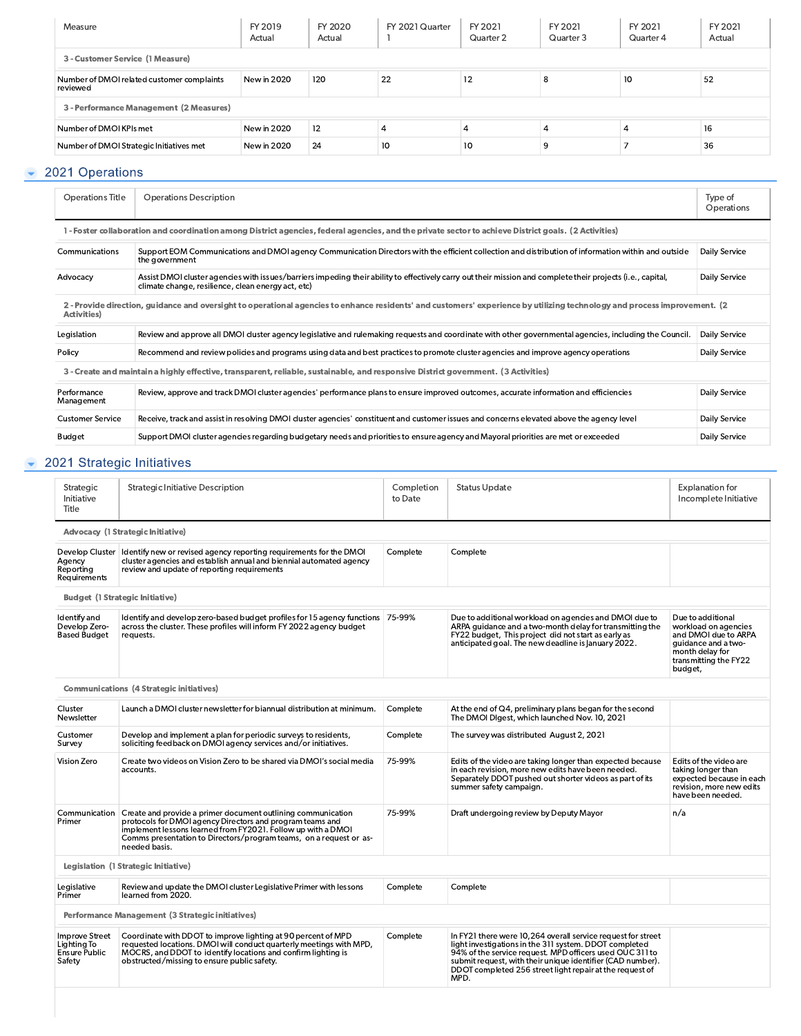| Measure | FY 2019 Actual | FY 2020 Actual | FY 2021 Quarter 1 | FY 2021 Quarter 2 | FY 2021 Quarter 3 | FY 2021 Quarter 4 | FY 2021 Actual |
|---|---|---|---|---|---|---|---|
| **3 - Customer Service (1 Measure)** | | | | | | | |
| Number of DMOI related customer complaints reviewed | New in 2020 | 120 | 22 | 12 | 8 | 10 | 52 |
| **3 - Performance Management (2 Measures)** | | | | | | | |
| Number of DMOI KPIs met | New in 2020 | 12 | 4 | 4 | 4 | 4 | 16 |
| Number of DMOI Strategic Initiatives met | New in 2020 | 24 | 10 | 10 | 9 | 7 | 36 |

## 2021 Operations

| Operations Title | Operations Description | Type of Operations |
|---|---|---|
| **1 - Foster collaboration and coordination among District agencies, federal agencies, and the private sector to achieve District goals. (2 Activities)** | | |
| Communications | Support EOM Communications and DMOI agency Communication Directors with the efficient collection and distribution of information within and outside the government | Daily Service |
| Advocacy | Assist DMOI cluster agencies with issues/barriers impeding their ability to effectively carry out their mission and complete their projects (i.e., capital, climate change, resilience, clean energy act, etc) | Daily Service |
| **2 - Provide direction, guidance and oversight to operational agencies to enhance residents' and customers' experience by utilizing technology and process improvement. (2 Activities)** | | |
| Legislation | Review and approve all DMOI cluster agency legislative and rulemaking requests and coordinate with other governmental agencies, including the Council. | Daily Service |
| Policy | Recommend and review policies and programs using data and best practices to promote cluster agencies and improve agency operations | Daily Service |
| **3 - Create and maintain a highly effective, transparent, reliable, sustainable, and responsive District government. (3 Activities)** | | |
| Performance Management | Review, approve and track DMOI cluster agencies' performance plans to ensure improved outcomes, accurate information and efficiencies | Daily Service |
| Customer Service | Receive, track and assist in resolving DMOI cluster agencies' constituent and customer issues and concerns elevated above the agency level | Daily Service |
| Budget | Support DMOI cluster agencies regarding budgetary needs and priorities to ensure agency and Mayoral priorities are met or exceeded | Daily Service |

## 2021 Strategic Initiatives

| Strategic Initiative Title | Strategic Initiative Description | Completion to Date | Status Update | Explanation for Incomplete Initiative |
|---|---|---|---|---|
| **Advocacy (1 Strategic Initiative)** | | | | |
| Develop Cluster Agency Reporting Requirements | Identify new or revised agency reporting requirements for the DMOI cluster agencies and establish annual and biennial automated agency review and update of reporting requirements | Complete | Complete | |
| **Budget (1 Strategic Initiative)** | | | | |
| Identify and Develop Zero-Based Budget | Identify and develop zero-based budget profiles for 15 agency functions across the cluster. These profiles will inform FY 2022 agency budget requests. | 75-99% | Due to additional workload on agencies and DMOI due to ARPA guidance and a two-month delay for transmitting the FY22 budget, This project did not start as early as anticipated goal. The new deadline is January 2022. | Due to additional workload on agencies and DMOI due to ARPA guidance and a two-month delay for transmitting the FY22 budget, |
| **Communications (4 Strategic initiatives)** | | | | |
| Cluster Newsletter | Launch a DMOI cluster newsletter for biannual distribution at minimum. | Complete | At the end of Q4, preliminary plans began for the second The DMOI DIgest, which launched Nov. 10, 2021 | |
| Customer Survey | Develop and implement a plan for periodic surveys to residents, soliciting feedback on DMOI agency services and/or initiatives. | Complete | The survey was distributed August 2, 2021 | |
| Vision Zero | Create two videos on Vision Zero to be shared via DMOI's social media accounts. | 75-99% | Edits of the video are taking longer than expected because in each revision, more new edits have been needed. Separately DDOT pushed out shorter videos as part of its summer safety campaign. | Edits of the video are taking longer than expected because in each revision, more new edits have been needed. |
| Communication Primer | Create and provide a primer document outlining communication protocols for DMOI agency Directors and program teams and implement lessons learned from FY2021. Follow up with a DMOI Comms presentation to Directors/program teams, on a request or as-needed basis. | 75-99% | Draft undergoing review by Deputy Mayor | n/a |
| **Legislation (1 Strategic Initiative)** | | | | |
| Legislative Primer | Review and update the DMOI cluster Legislative Primer with lessons learned from 2020. | Complete | Complete | |
| **Performance Management (3 Strategic initiatives)** | | | | |
| Improve Street Lighting To Ensure Public Safety | Coordinate with DDOT to improve lighting at 90 percent of MPD requested locations. DMOI will conduct quarterly meetings with MPD, MOCRS, and DDOT to identify locations and confirm lighting is obstructed/missing to ensure public safety. | Complete | In FY21 there were 10,264 overall service request for street light investigations in the 311 system. DDOT completed 94% of the service request. MPD officers used OUC 311 to submit request, with their unique identifier (CAD number). DDOT completed 256 street light repair at the request of MPD. | |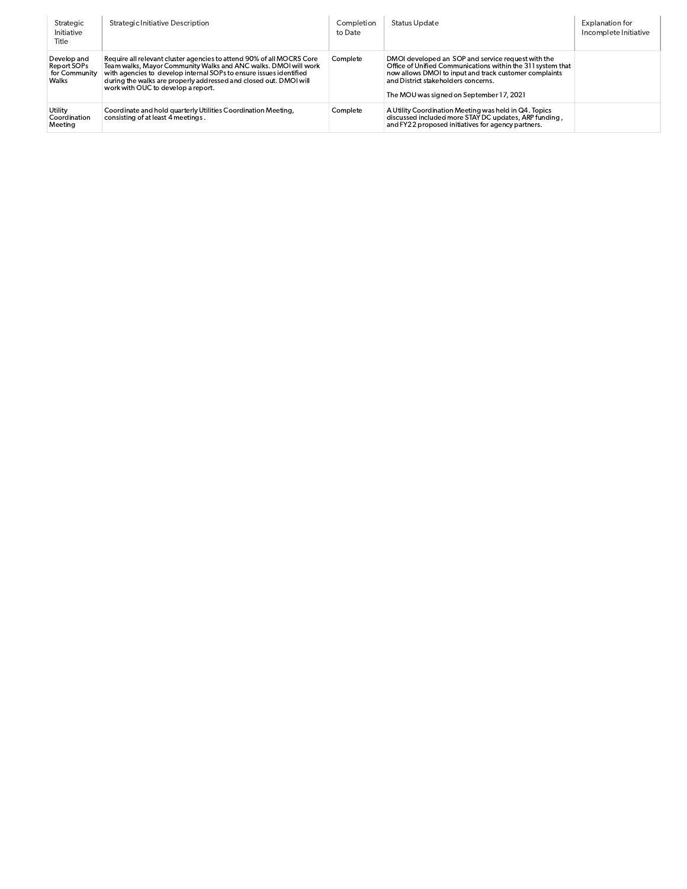| Strategic Initiative Title | Strategic Initiative Description | Completion to Date | Status Update | Explanation for Incomplete Initiative |
|---|---|---|---|---|
| Develop and Report SOPs for Community Walks | Require all relevant cluster agencies to attend 90% of all MOCRS Core Team walks, Mayor Community Walks and ANC walks. DMOI will work with agencies to develop internal SOPs to ensure issues identified during the walks are properly addressed and closed out. DMOI will work with OUC to develop a report. | Complete | DMOI developed an SOP and service request with the Office of Unified Communications within the 311 system that now allows DMOI to input and track customer complaints and District stakeholders concerns.<br><br>The MOU was signed on September 17, 2021 | |
| Utility Coordination Meeting | Coordinate and hold quarterly Utilities Coordination Meeting, consisting of at least 4 meetings . | Complete | A Utility Coordination Meeting was held in Q4. Topics discussed included more STAY DC updates, ARP funding , and FY22 proposed initiatives for agency partners. | |